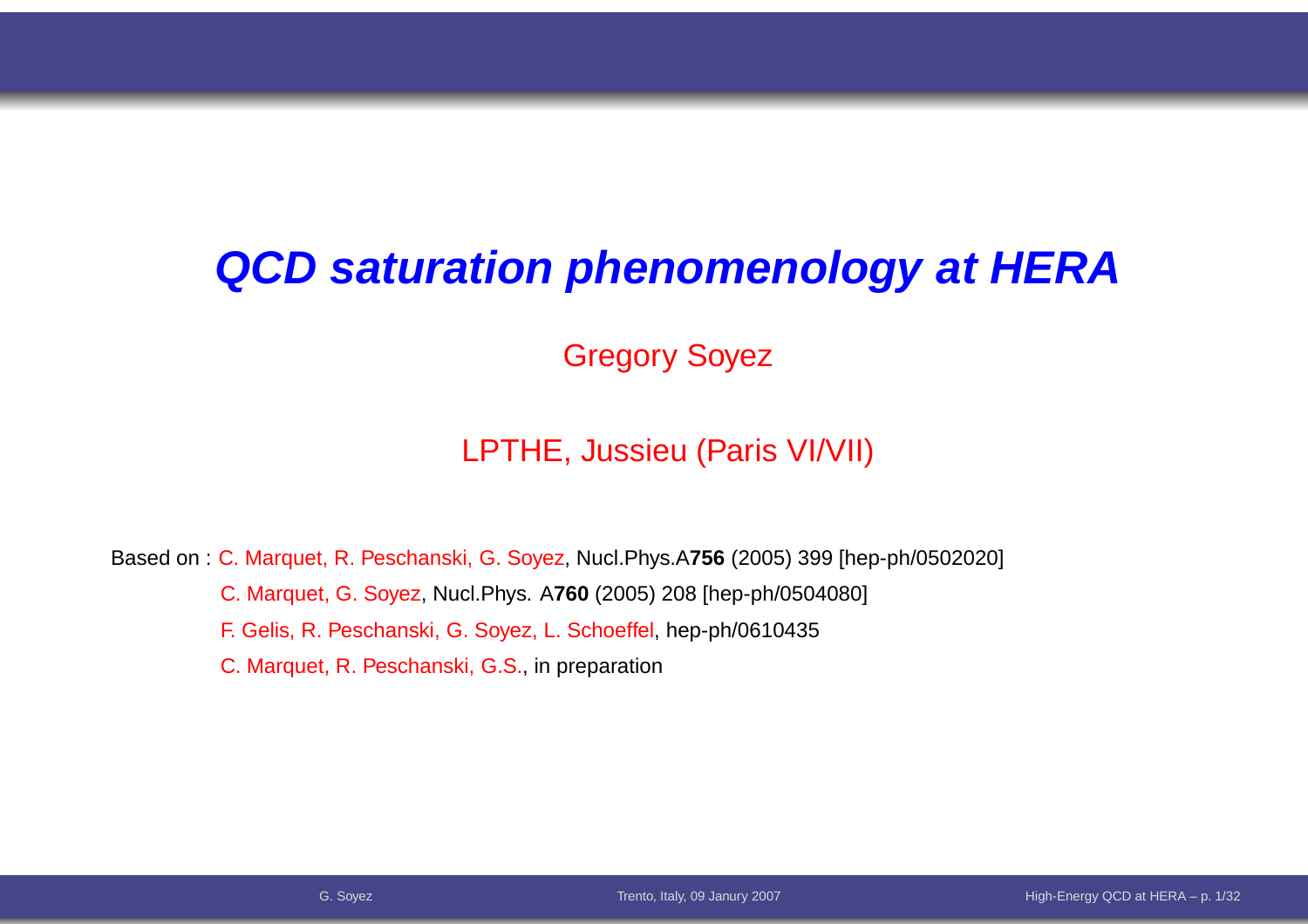# *QCD saturation phenomenology at HERA*

Gregory Soyez

LPTHE, Jussieu (Paris VI/VII)

Based on : C. Marquet, R. Peschanski, G. Soyez, Nucl.Phys.A**756** (2005) 399 [hep-ph/0502020]

C. Marquet, G. Soyez, Nucl.Phys. A**760** (2005) 208 [hep-ph/0504080]

F. Gelis, R. Peschanski, G. Soyez, L. Schoeffel, hep-ph/0610435

C. Marquet, R. Peschanski, G.S., in preparation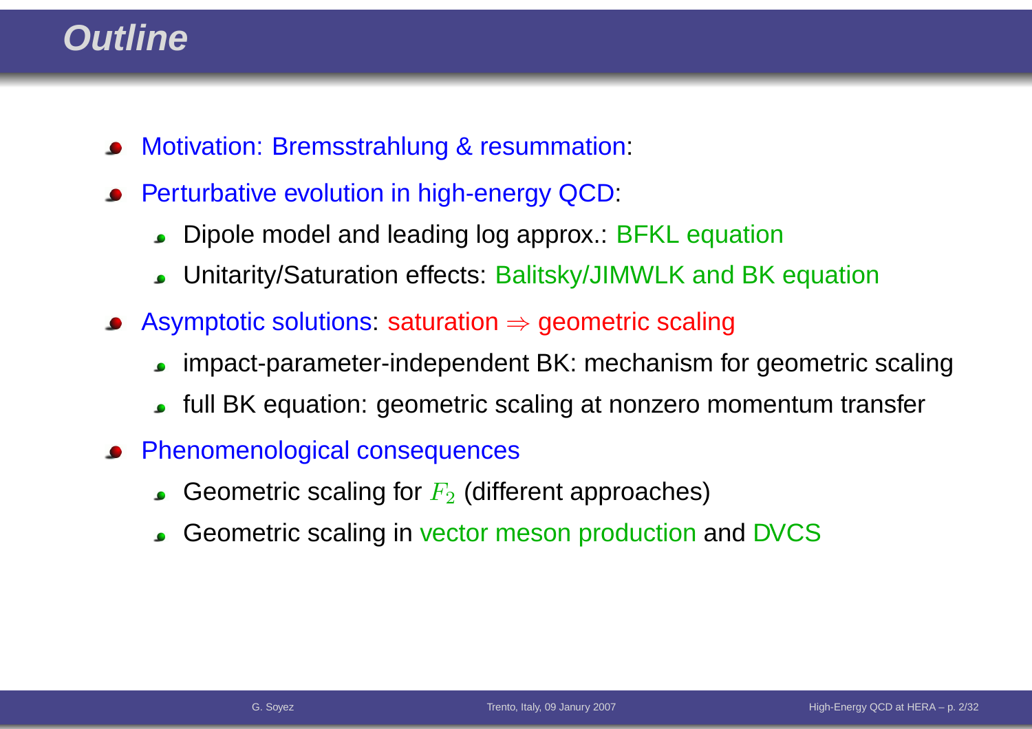# Outline

- Motivation: Bremsstrahlung & resummation:
- Perturbative evolution in high-energy QCD:
  - Dipole model and leading log approx.: BFKL equation
  - Unitarity/Saturation effects: Balitsky/JIMWLK and BK equation
- Asymptotic solutions: saturation $\Rightarrow$ geometric scaling
  - impact-parameter-independent BK: mechanism for geometric scaling
  - full BK equation: geometric scaling at nonzero momentum transfer
- Phenomenological consequences
  - Geometric scaling for $F_2$ (different approaches)
  - Geometric scaling in vector meson production and DVCS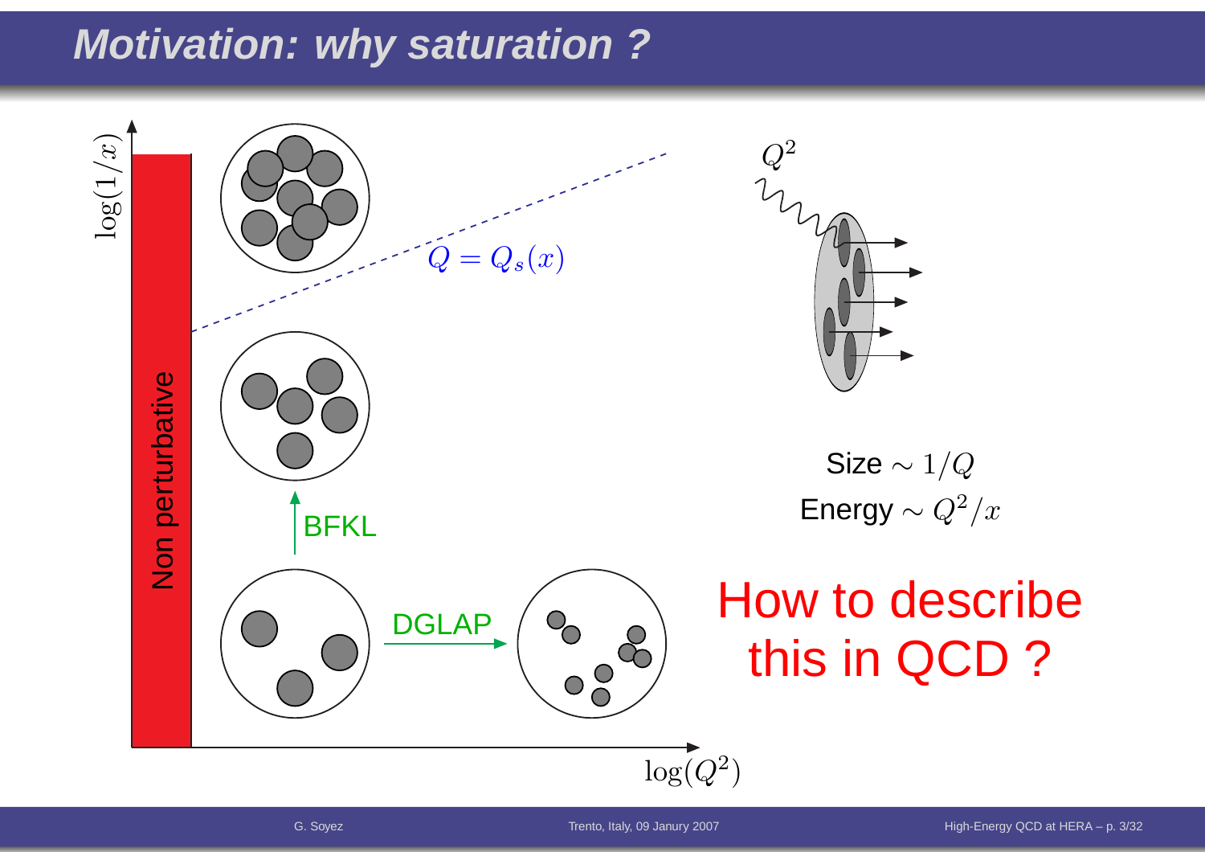# Motivation: why saturation ?

$\log(1/x)$

Non perturbative

$Q = Q_s(x)$

BFKL

DGLAP

$\log(Q^2)$

$Q^2$

Size $\sim 1/Q$

Energy $\sim Q^2/x$

How to describe this in QCD ?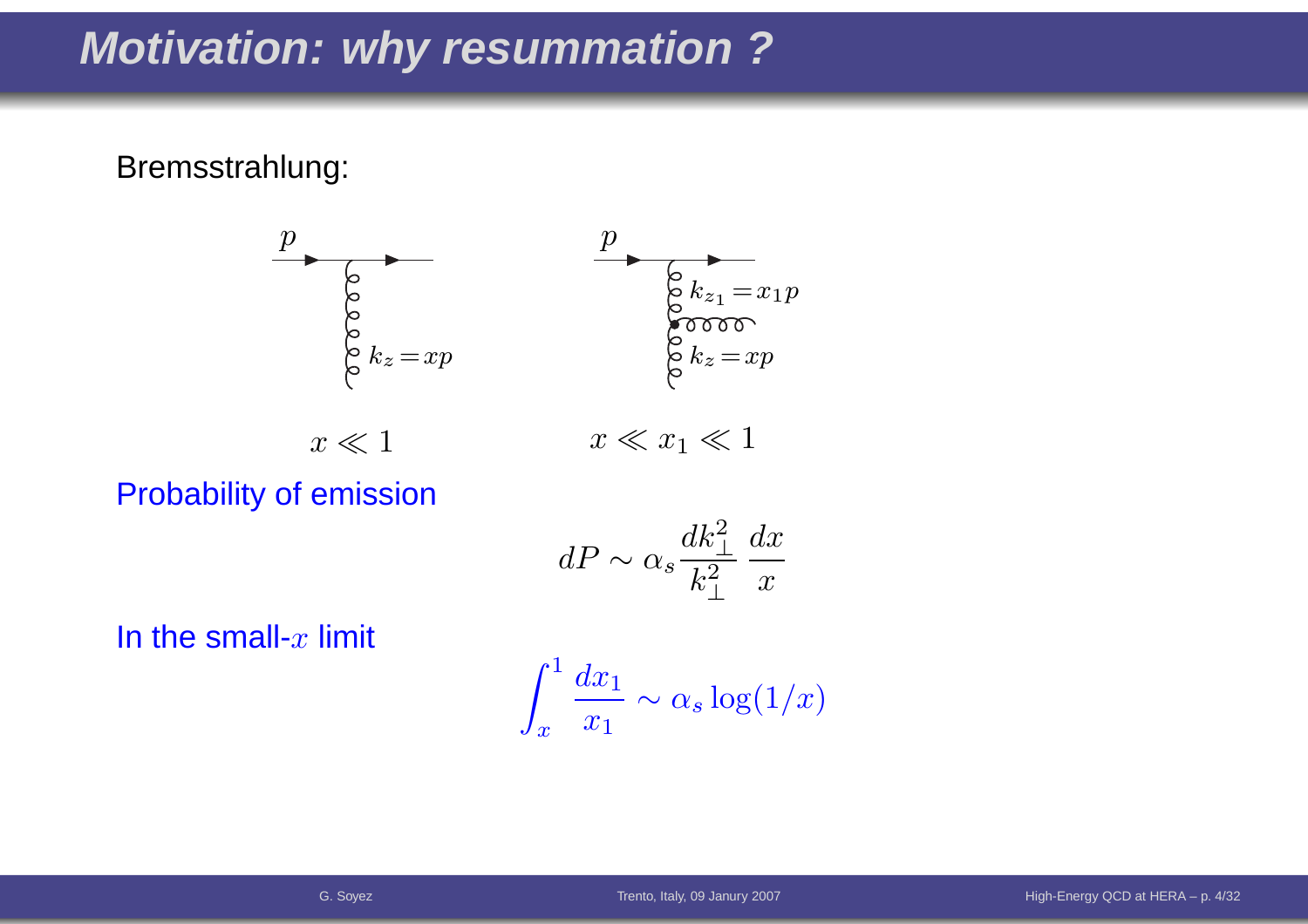# Motivation: why resummation ?

Bremsstrahlung:

$p$, $k_z = xp$ $\qquad$ $p$, $k_{z_1} = x_1 p$, $k_z = xp$

$x \ll 1$ $\qquad\qquad$ $x \ll x_1 \ll 1$

Probability of emission

$$dP \sim \alpha_s \frac{dk_\perp^2}{k_\perp^2} \frac{dx}{x}$$

In the small-$x$ limit

$$\int_x^1 \frac{dx_1}{x_1} \sim \alpha_s \log(1/x)$$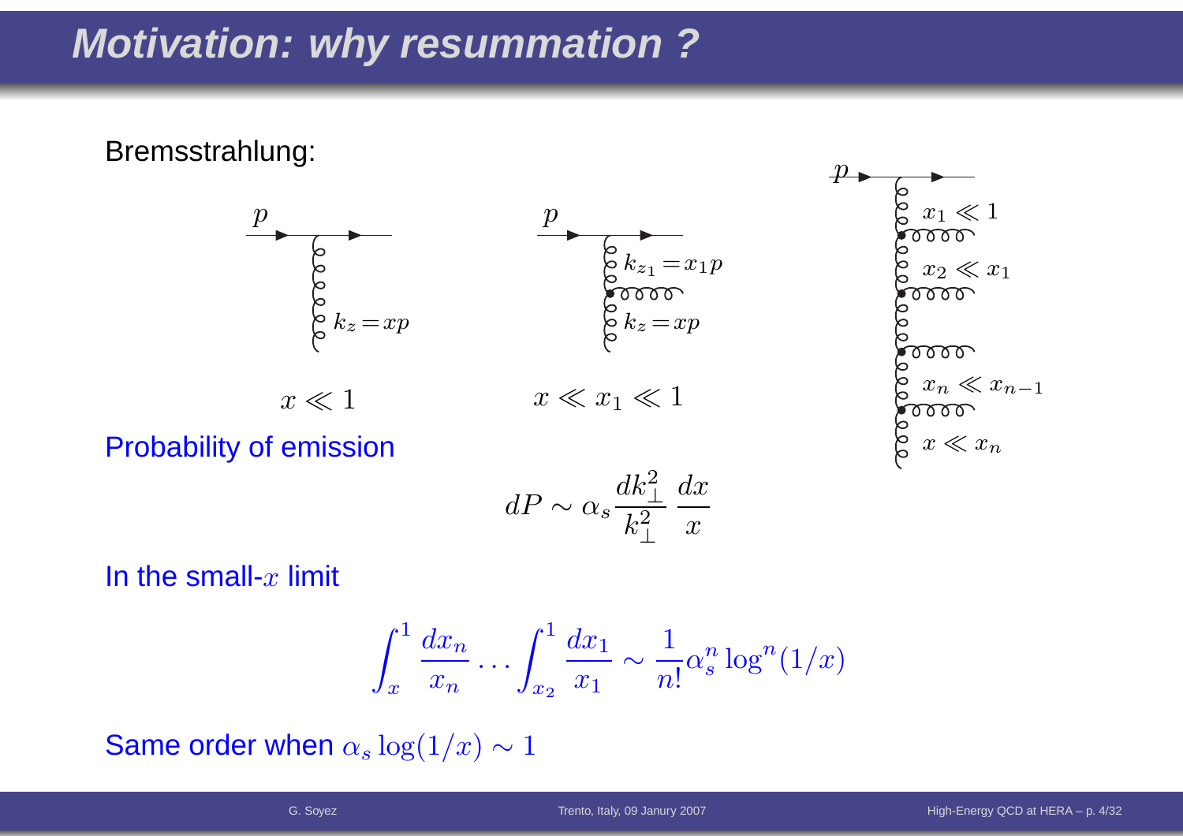# Motivation: why resummation ?

Bremsstrahlung:

$p$, $k_z = xp$

$x \ll 1$

$p$, $k_{z_1} = x_1 p$, $k_z = xp$

$x \ll x_1 \ll 1$

$p$, $x_1 \ll 1$, $x_2 \ll x_1$, $x_n \ll x_{n-1}$, $x \ll x_n$

Probability of emission

$$dP \sim \alpha_s \frac{dk_\perp^2}{k_\perp^2} \frac{dx}{x}$$

In the small-$x$ limit

$$\int_x^1 \frac{dx_n}{x_n} \dots \int_{x_2}^1 \frac{dx_1}{x_1} \sim \frac{1}{n!} \alpha_s^n \log^n(1/x)$$

Same order when $\alpha_s \log(1/x) \sim 1$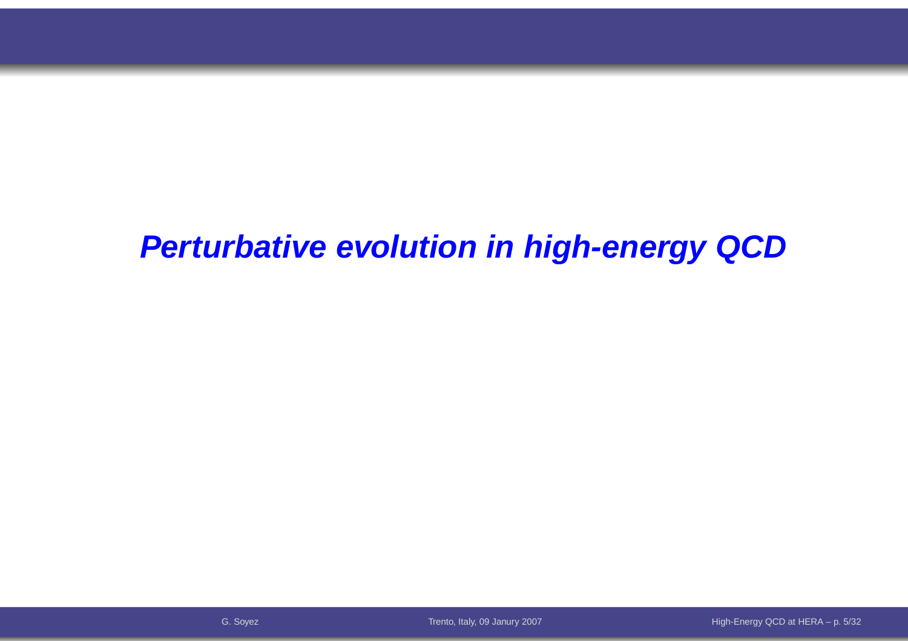# ***Perturbative evolution in high-energy QCD***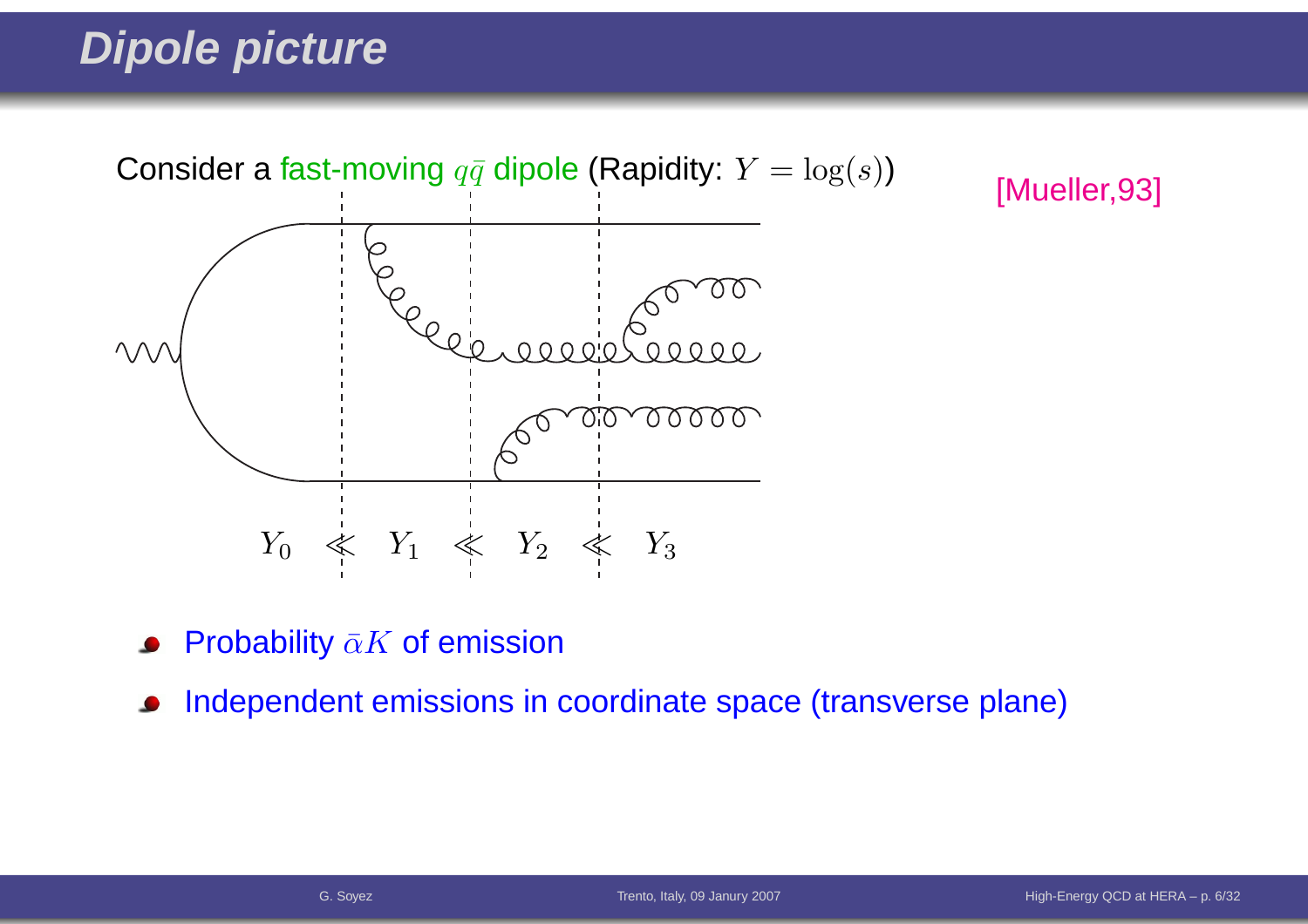# Dipole picture

Consider a fast-moving $q\bar{q}$ dipole (Rapidity: $Y = \log(s)$)

[Mueller,93]

$Y_0 \lll Y_1 \lll Y_2 \lll Y_3$

- Probability $\bar{\alpha}K$ of emission
- Independent emissions in coordinate space (transverse plane)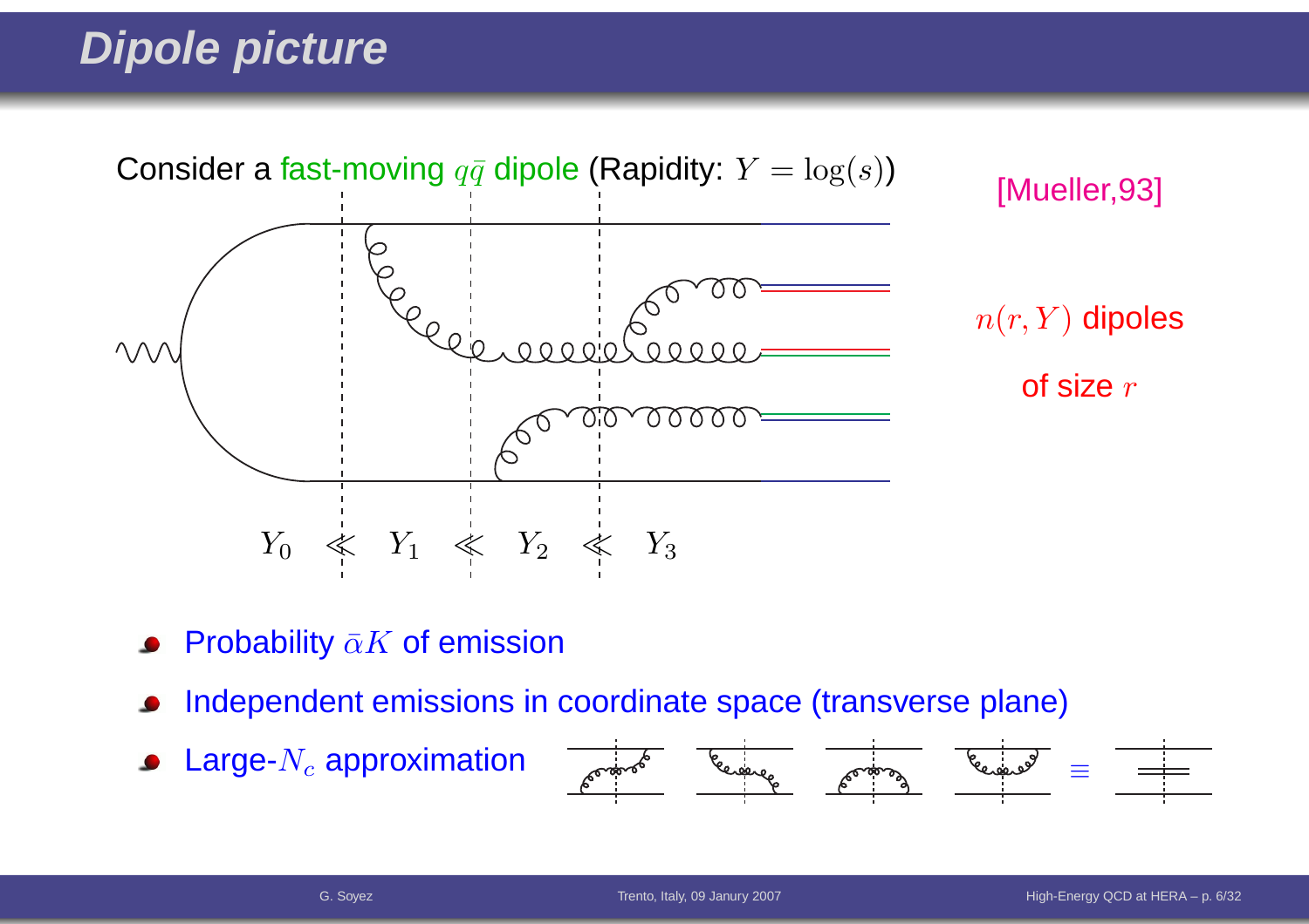# Dipole picture

Consider a fast-moving $q\bar{q}$ dipole (Rapidity: $Y = \log(s)$)

[Mueller,93]

$n(r, Y)$ dipoles

of size $r$

$Y_0 \lll Y_1 \lll Y_2 \lll Y_3$

- Probability $\bar{\alpha}K$ of emission
- Independent emissions in coordinate space (transverse plane)
- Large-$N_c$ approximation $\equiv$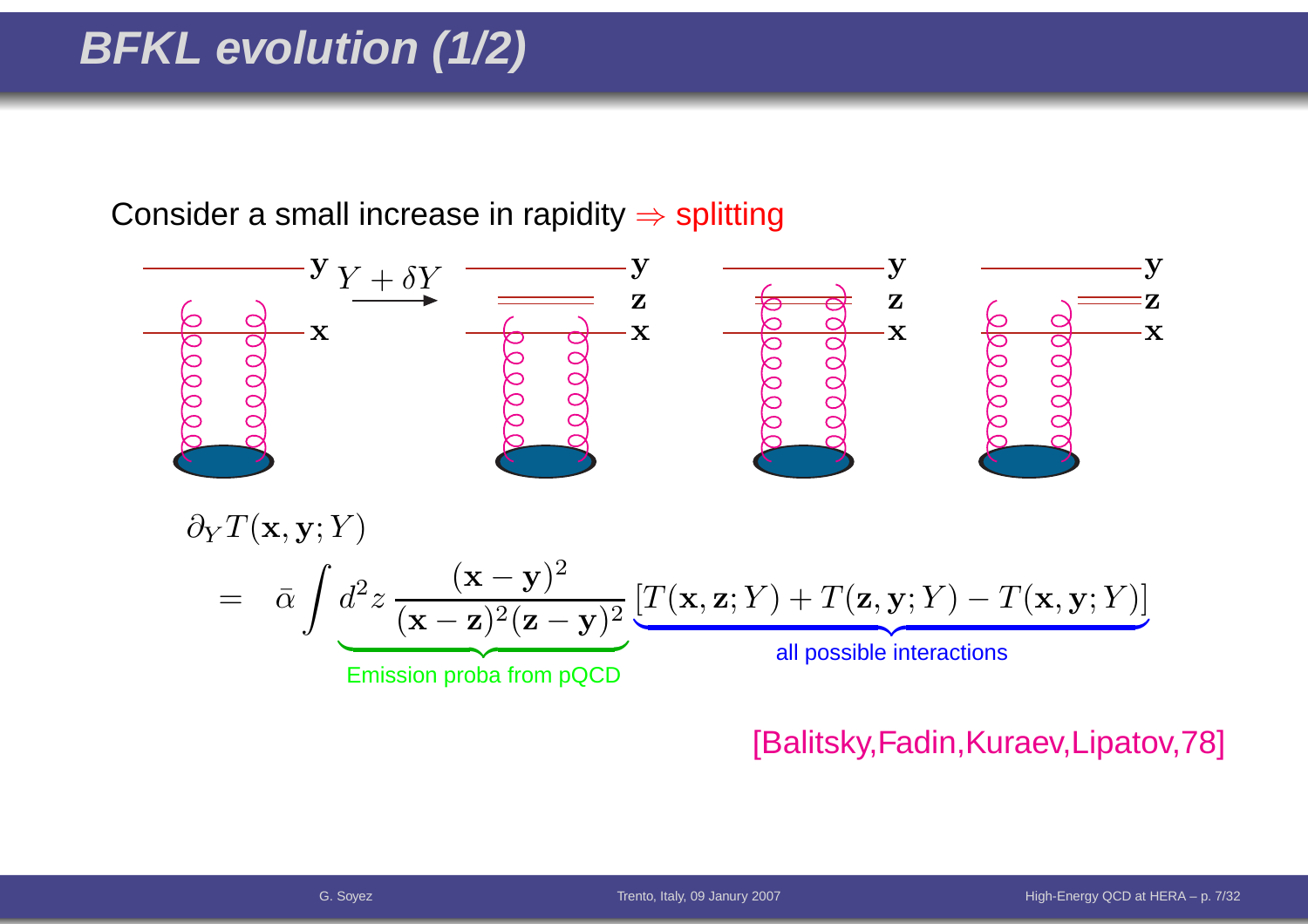# BFKL evolution (1/2)

Consider a small increase in rapidity $\Rightarrow$ splitting

$$\partial_Y T(\mathbf{x}, \mathbf{y}; Y) = \bar{\alpha} \int \underbrace{d^2 z \, \frac{(\mathbf{x}-\mathbf{y})^2}{(\mathbf{x}-\mathbf{z})^2 (\mathbf{z}-\mathbf{y})^2}}_{\text{Emission proba from pQCD}} \underbrace{[T(\mathbf{x}, \mathbf{z}; Y) + T(\mathbf{z}, \mathbf{y}; Y) - T(\mathbf{x}, \mathbf{y}; Y)]}_{\text{all possible interactions}}$$

[Balitsky,Fadin,Kuraev,Lipatov,78]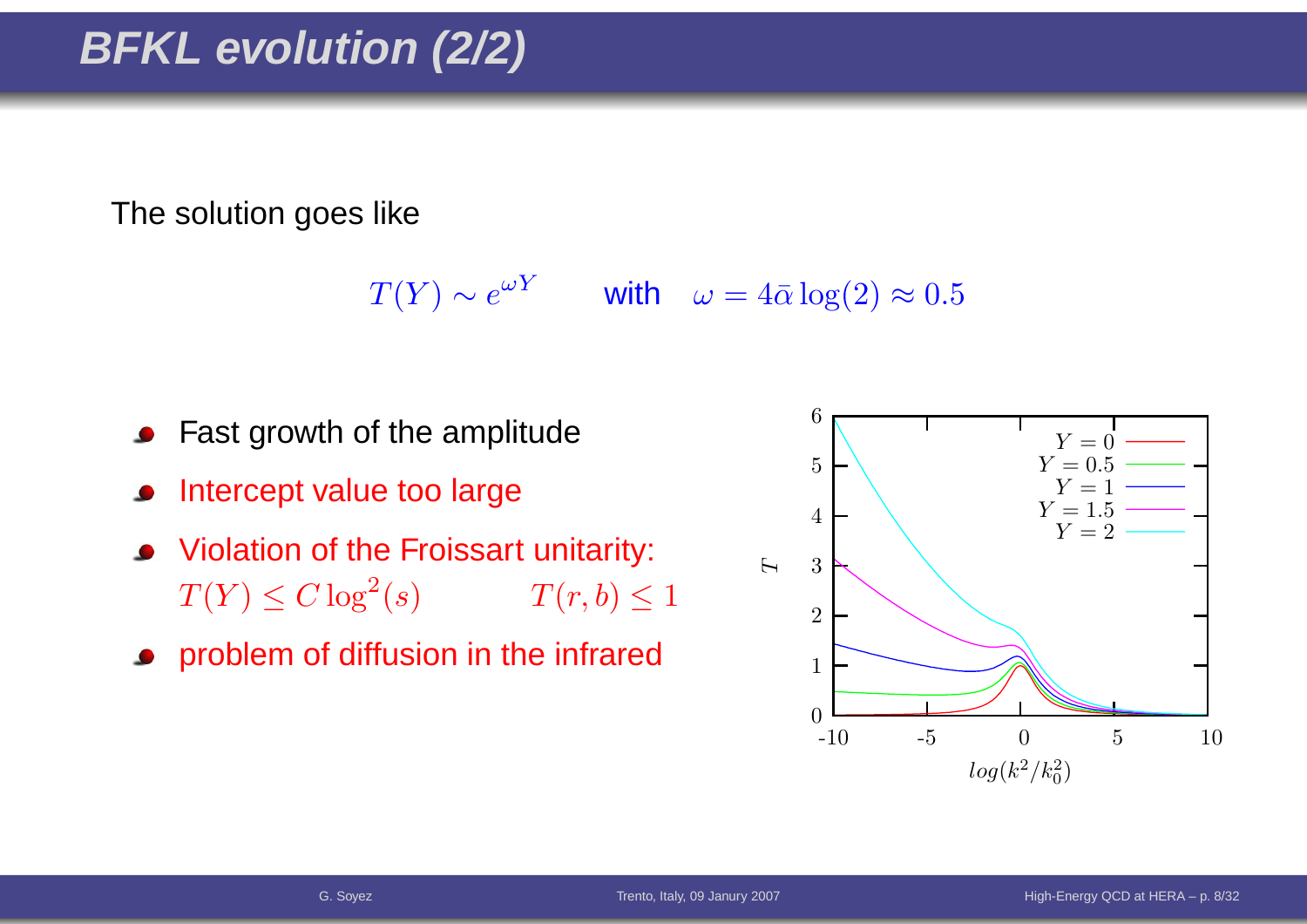# BFKL evolution (2/2)

The solution goes like

$$T(Y) \sim e^{\omega Y} \qquad \text{with} \quad \omega = 4\bar{\alpha}\log(2) \approx 0.5$$

- Fast growth of the amplitude
- Intercept value too large
- Violation of the Froissart unitarity:
  $T(Y) \le C\log^2(s) \qquad T(r,b) \le 1$
- problem of diffusion in the infrared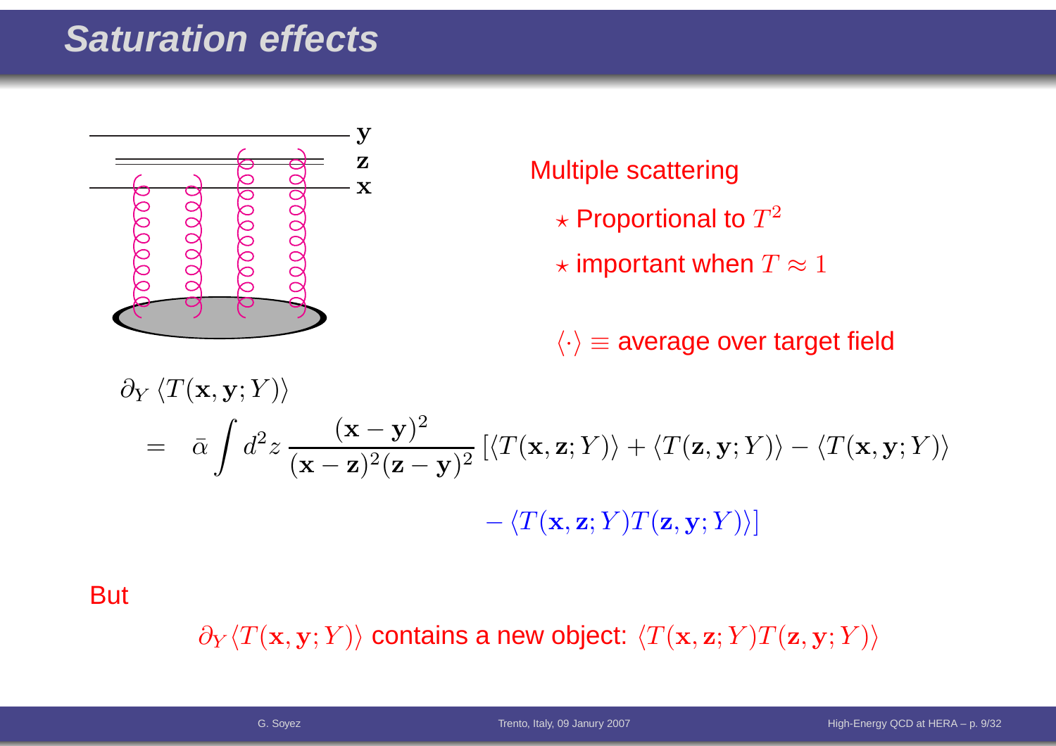# Saturation effects

Multiple scattering

- ⋆ Proportional to $T^2$
- ⋆ important when $T \approx 1$

$\langle \cdot \rangle \equiv$ average over target field

$$
\begin{aligned}
&\partial_Y \langle T(\mathbf{x}, \mathbf{y}; Y) \rangle \\
&= \bar{\alpha} \int d^2 z \, \frac{(\mathbf{x}-\mathbf{y})^2}{(\mathbf{x}-\mathbf{z})^2 (\mathbf{z}-\mathbf{y})^2} \left[ \langle T(\mathbf{x}, \mathbf{z}; Y) \rangle + \langle T(\mathbf{z}, \mathbf{y}; Y) \rangle - \langle T(\mathbf{x}, \mathbf{y}; Y) \rangle \right. \\
&\qquad \left. - \langle T(\mathbf{x}, \mathbf{z}; Y) T(\mathbf{z}, \mathbf{y}; Y) \rangle \right]
\end{aligned}
$$

But

$\partial_Y \langle T(\mathbf{x}, \mathbf{y}; Y) \rangle$ contains a new object: $\langle T(\mathbf{x}, \mathbf{z}; Y) T(\mathbf{z}, \mathbf{y}; Y) \rangle$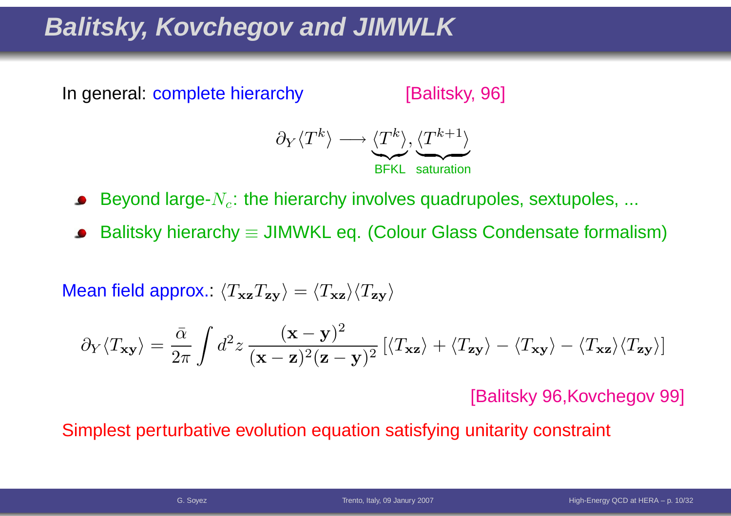# Balitsky, Kovchegov and JIMWLK

In general: complete hierarchy [Balitsky, 96]

$$\partial_Y \langle T^k \rangle \longrightarrow \underbrace{\langle T^k \rangle}_{\text{BFKL}}, \underbrace{\langle T^{k+1} \rangle}_{\text{saturation}}$$

- Beyond large-$N_c$: the hierarchy involves quadrupoles, sextupoles, ...
- Balitsky hierarchy $\equiv$ JIMWKL eq. (Colour Glass Condensate formalism)

Mean field approx.: $\langle T_{\mathbf{xz}} T_{\mathbf{zy}} \rangle = \langle T_{\mathbf{xz}} \rangle \langle T_{\mathbf{zy}} \rangle$

$$\partial_Y \langle T_{\mathbf{xy}} \rangle = \frac{\bar{\alpha}}{2\pi} \int d^2 z \, \frac{(\mathbf{x}-\mathbf{y})^2}{(\mathbf{x}-\mathbf{z})^2 (\mathbf{z}-\mathbf{y})^2} \left[ \langle T_{\mathbf{xz}} \rangle + \langle T_{\mathbf{zy}} \rangle - \langle T_{\mathbf{xy}} \rangle - \langle T_{\mathbf{xz}} \rangle \langle T_{\mathbf{zy}} \rangle \right]$$

[Balitsky 96,Kovchegov 99]

Simplest perturbative evolution equation satisfying unitarity constraint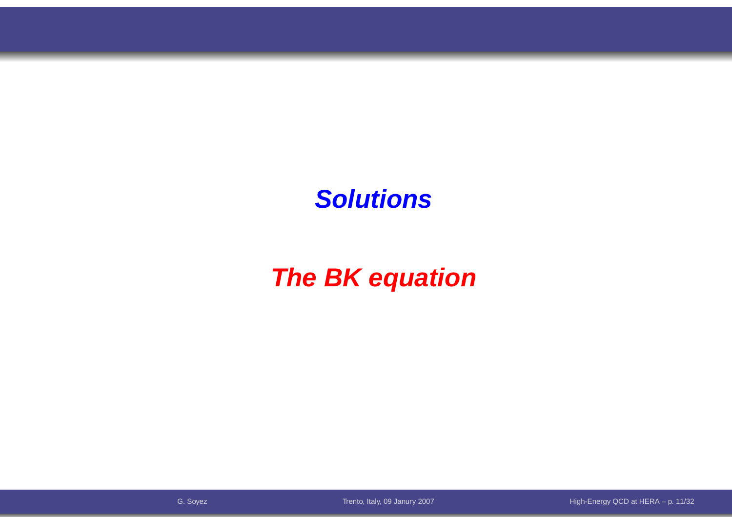# *Solutions*

# *The BK equation*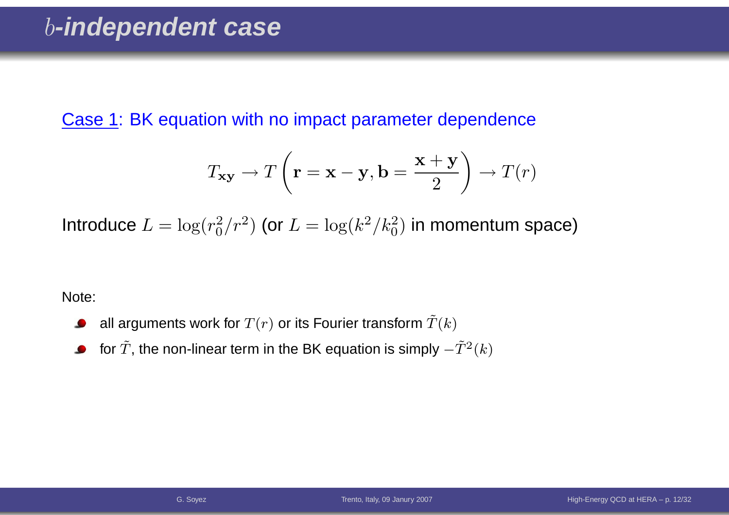# $b$-independent case

Case 1: BK equation with no impact parameter dependence

$$T_{\mathbf{xy}} \to T\left(\mathbf{r} = \mathbf{x} - \mathbf{y}, \mathbf{b} = \frac{\mathbf{x} + \mathbf{y}}{2}\right) \to T(r)$$

Introduce $L = \log(r_0^2/r^2)$ (or $L = \log(k^2/k_0^2)$ in momentum space)

Note:

- all arguments work for $T(r)$ or its Fourier transform $\tilde{T}(k)$
- for $\tilde{T}$, the non-linear term in the BK equation is simply $-\tilde{T}^2(k)$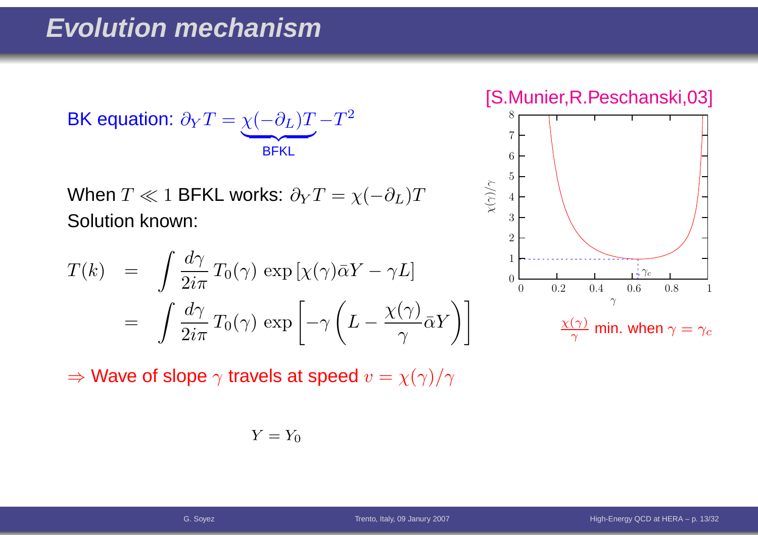# Evolution mechanism

BK equation: $\partial_Y T = \underbrace{\chi(-\partial_L)T}_{\text{BFKL}} - T^2$

When $T \ll 1$ BFKL works: $\partial_Y T = \chi(-\partial_L)T$

Solution known:

$$
\begin{aligned}
T(k) &= \int \frac{d\gamma}{2i\pi}\, T_0(\gamma)\, \exp\left[\chi(\gamma)\bar{\alpha}Y - \gamma L\right] \\
&= \int \frac{d\gamma}{2i\pi}\, T_0(\gamma)\, \exp\left[-\gamma\left(L - \frac{\chi(\gamma)}{\gamma}\bar{\alpha}Y\right)\right]
\end{aligned}
$$

$\Rightarrow$ Wave of slope $\gamma$ travels at speed $v = \chi(\gamma)/\gamma$

$Y = Y_0$

[S.Munier,R.Peschanski,03]

$\frac{\chi(\gamma)}{\gamma}$ min. when $\gamma = \gamma_c$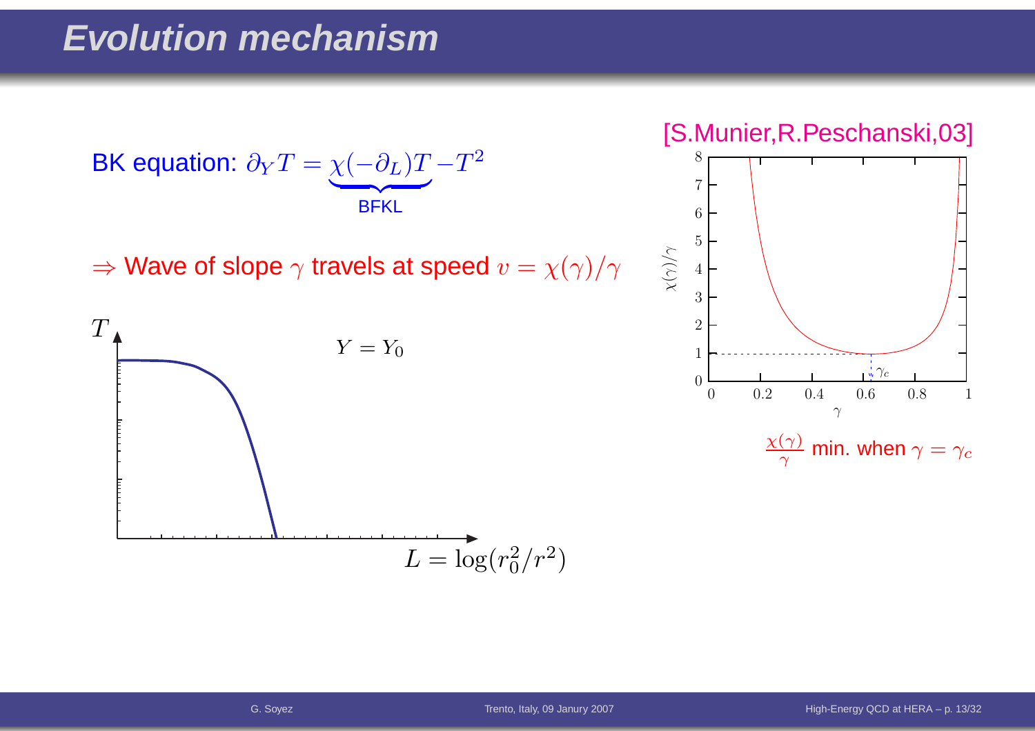# Evolution mechanism

BK equation: $\partial_Y T = \underbrace{\chi(-\partial_L) T}_{\text{BFKL}} - T^2$

$\Rightarrow$ Wave of slope $\gamma$ travels at speed $v = \chi(\gamma)/\gamma$

[S.Munier,R.Peschanski,03]

$T$

$Y = Y_0$

$L = \log(r_0^2/r^2)$

$\chi(\gamma)/\gamma$

$\gamma$

$\gamma_c$

$\frac{\chi(\gamma)}{\gamma}$ min. when $\gamma = \gamma_c$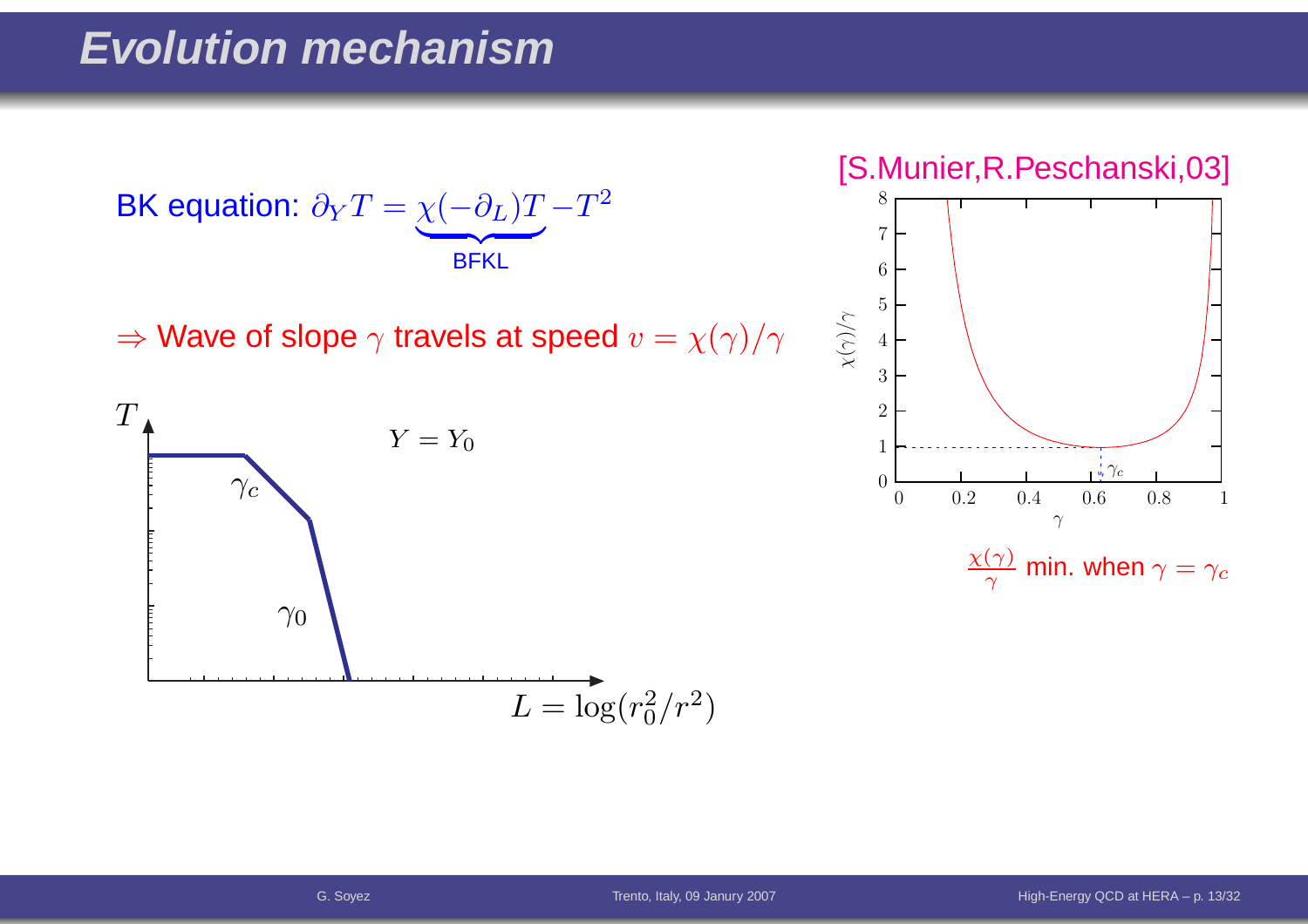# Evolution mechanism

BK equation: $\partial_Y T = \underbrace{\chi(-\partial_L) T}_{\text{BFKL}} - T^2$

$\Rightarrow$ Wave of slope $\gamma$ travels at speed $v = \chi(\gamma)/\gamma$

[S.Munier,R.Peschanski,03]

$\frac{\chi(\gamma)}{\gamma}$ min. when $\gamma = \gamma_c$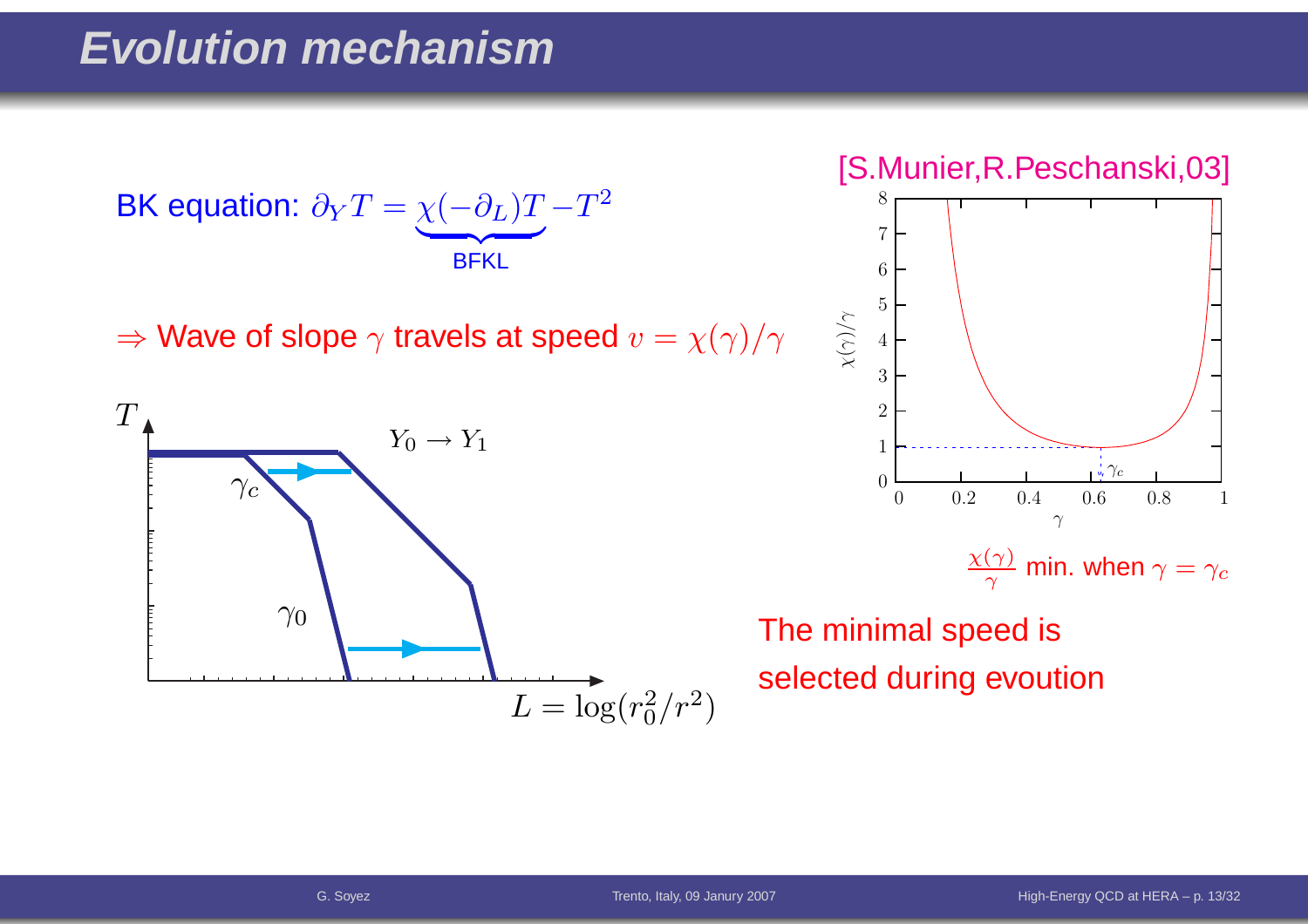# Evolution mechanism

BK equation: $\partial_Y T = \underbrace{\chi(-\partial_L)T}_{\text{BFKL}} - T^2$

$\Rightarrow$ Wave of slope $\gamma$ travels at speed $v = \chi(\gamma)/\gamma$

[S.Munier,R.Peschanski,03]

$\frac{\chi(\gamma)}{\gamma}$ min. when $\gamma = \gamma_c$

The minimal speed is selected during evoution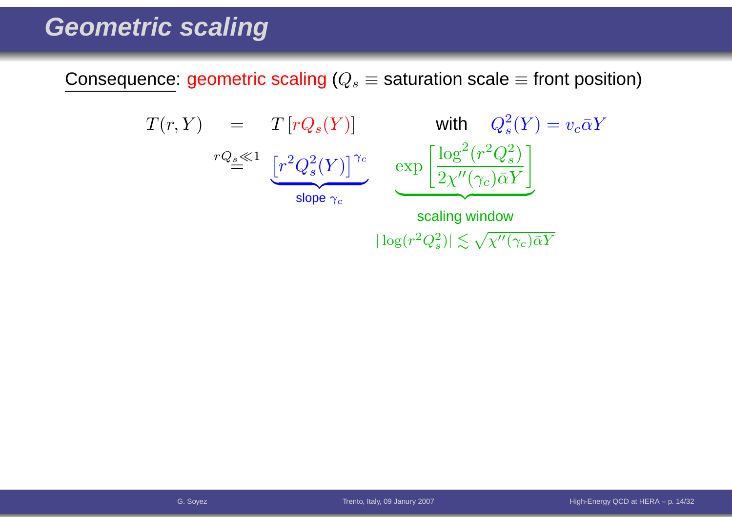# Geometric scaling

Consequence: geometric scaling ($Q_s \equiv$ saturation scale $\equiv$ front position)

$$T(r,Y) = T\left[rQ_s(Y)\right] \qquad \text{with} \quad Q_s^2(Y) = v_c \bar{\alpha} Y$$

$$\stackrel{rQ_s \ll 1}{=} \underbrace{\left[r^2 Q_s^2(Y)\right]^{\gamma_c}}_{\text{slope } \gamma_c} \quad \underbrace{\exp\left[\frac{\log^2(r^2 Q_s^2)}{2\chi''(\gamma_c)\bar{\alpha}Y}\right]}_{\text{scaling window}}$$

scaling window

$$|\log(r^2 Q_s^2)| \lesssim \sqrt{\chi''(\gamma_c)\bar{\alpha}Y}$$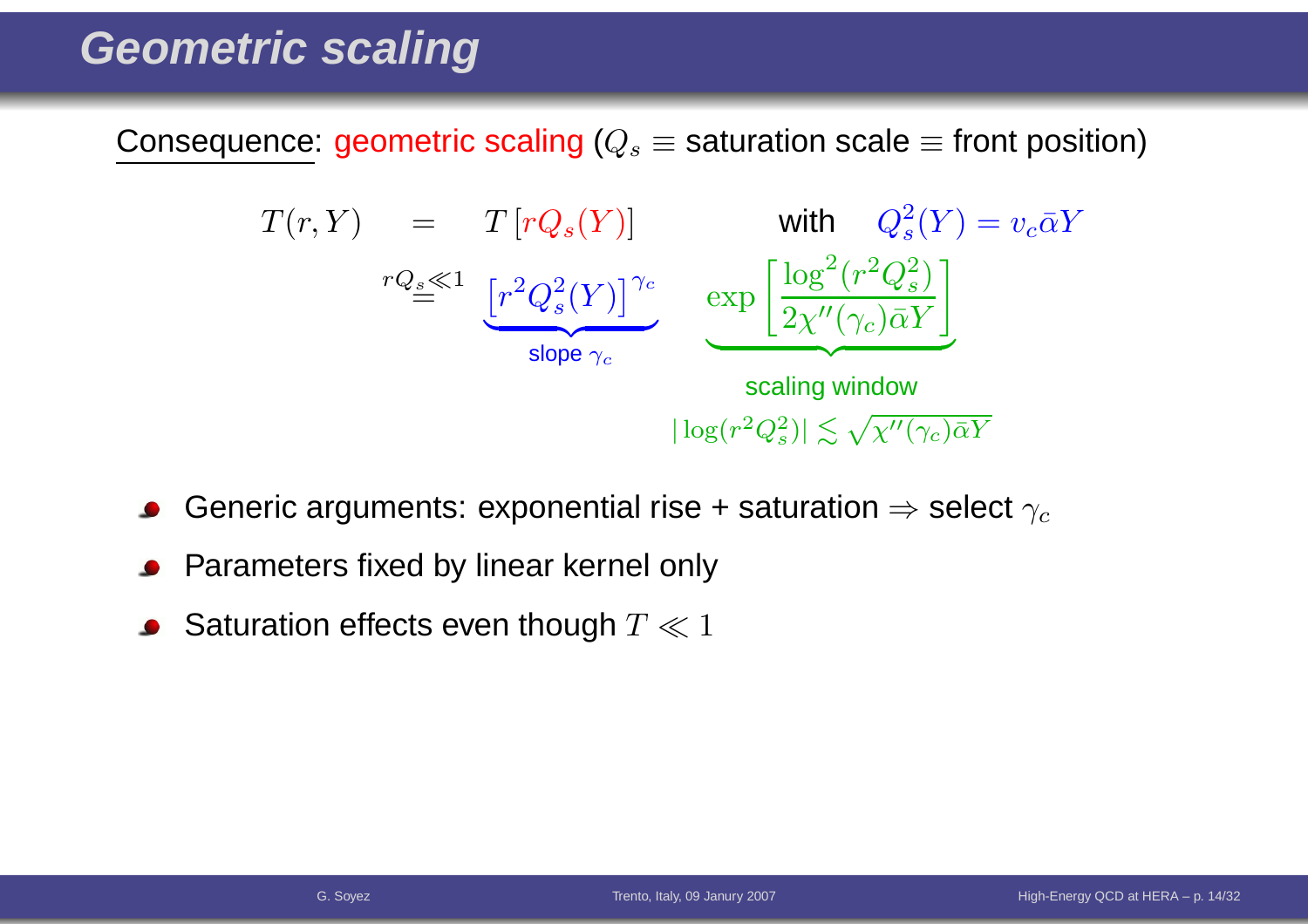# Geometric scaling

Consequence: geometric scaling ($Q_s \equiv$ saturation scale $\equiv$ front position)

$$T(r,Y) = T\left[rQ_s(Y)\right] \qquad \text{with} \quad Q_s^2(Y) = v_c \bar{\alpha} Y$$

$$\stackrel{rQ_s \ll 1}{=} \underbrace{\left[r^2 Q_s^2(Y)\right]^{\gamma_c}}_{\text{slope } \gamma_c} \quad \underbrace{\exp\left[\frac{\log^2(r^2 Q_s^2)}{2\chi''(\gamma_c)\bar{\alpha}Y}\right]}_{\text{scaling window}}$$

$$|\log(r^2 Q_s^2)| \lesssim \sqrt{\chi''(\gamma_c)\bar{\alpha}Y}$$

- Generic arguments: exponential rise + saturation $\Rightarrow$ select $\gamma_c$
- Parameters fixed by linear kernel only
- Saturation effects even though $T \ll 1$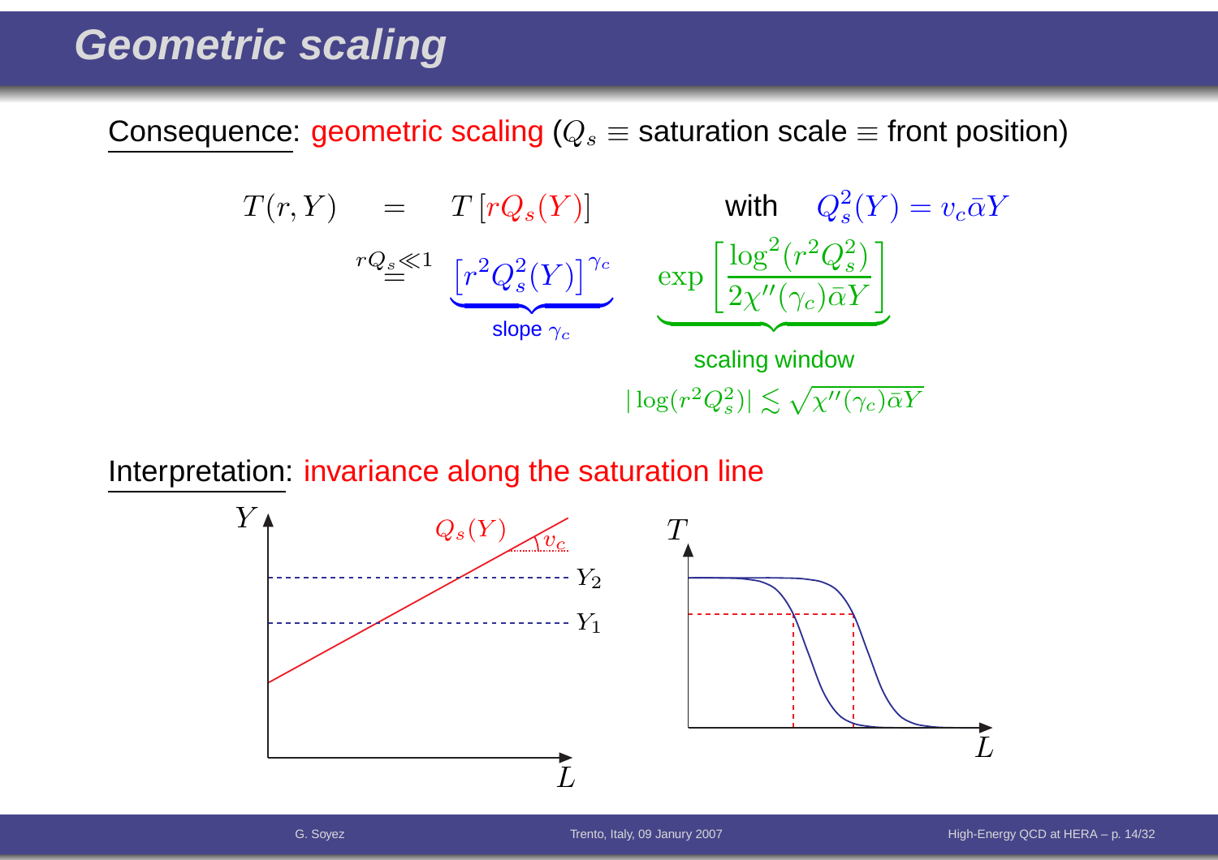# Geometric scaling

Consequence: geometric scaling ($Q_s \equiv$ saturation scale $\equiv$ front position)

$$T(r,Y) = T\left[rQ_s(Y)\right] \qquad \text{with} \quad Q_s^2(Y) = v_c\bar\alpha Y$$

$$\overset{rQ_s \ll 1}{=} \underbrace{\left[r^2Q_s^2(Y)\right]^{\gamma_c}}_{\text{slope } \gamma_c} \quad \underbrace{\exp\left[\frac{\log^2(r^2Q_s^2)}{2\chi''(\gamma_c)\bar\alpha Y}\right]}_{\text{scaling window}}$$

scaling window: $|\log(r^2Q_s^2)| \lesssim \sqrt{\chi''(\gamma_c)\bar\alpha Y}$

Interpretation: invariance along the saturation line

(Left plot: $Y$ vs $L$, red line $Q_s(Y)$ with slope $v_c$, dashed lines at $Y_1$, $Y_2$. Right plot: $T$ vs $L$.)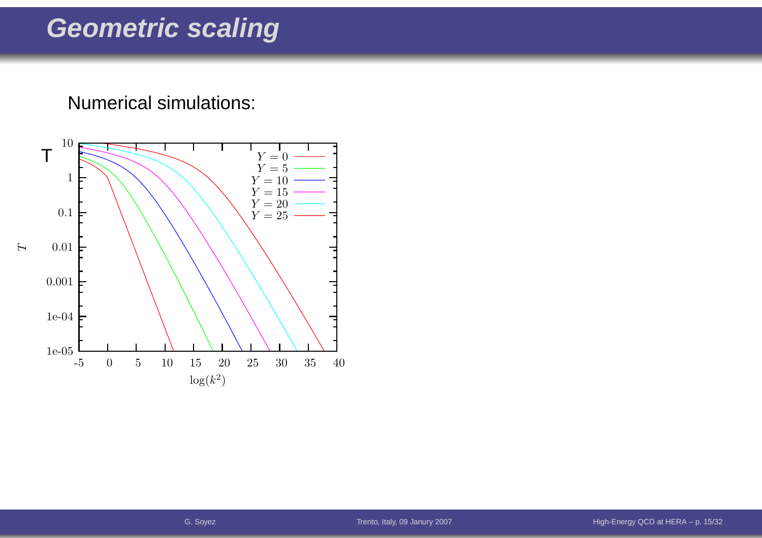# Geometric scaling

Numerical simulations: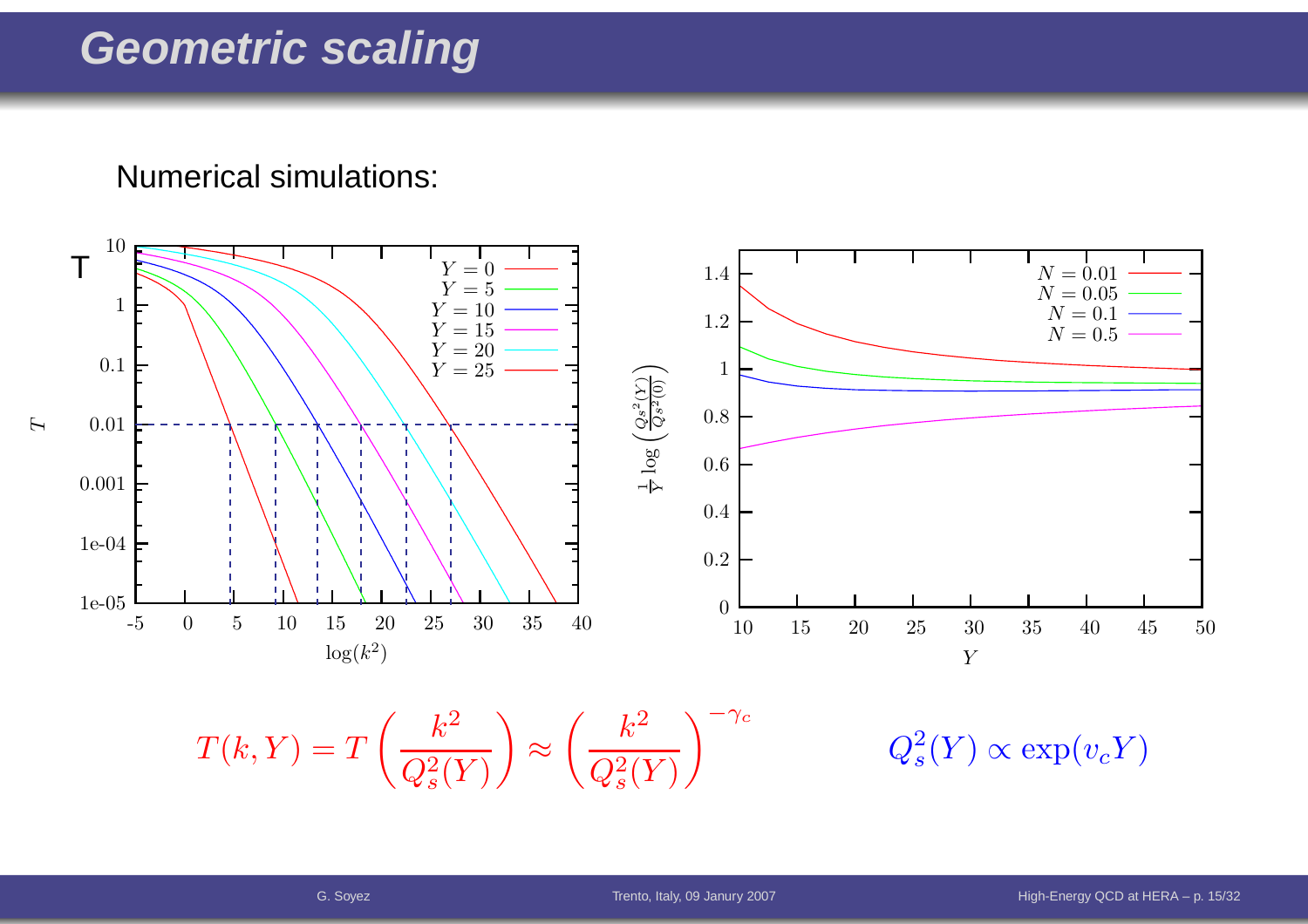# Geometric scaling

Numerical simulations:

$$T(k,Y) = T\left(\frac{k^2}{Q_s^2(Y)}\right) \approx \left(\frac{k^2}{Q_s^2(Y)}\right)^{-\gamma_c}$$

$$Q_s^2(Y) \propto \exp(v_c Y)$$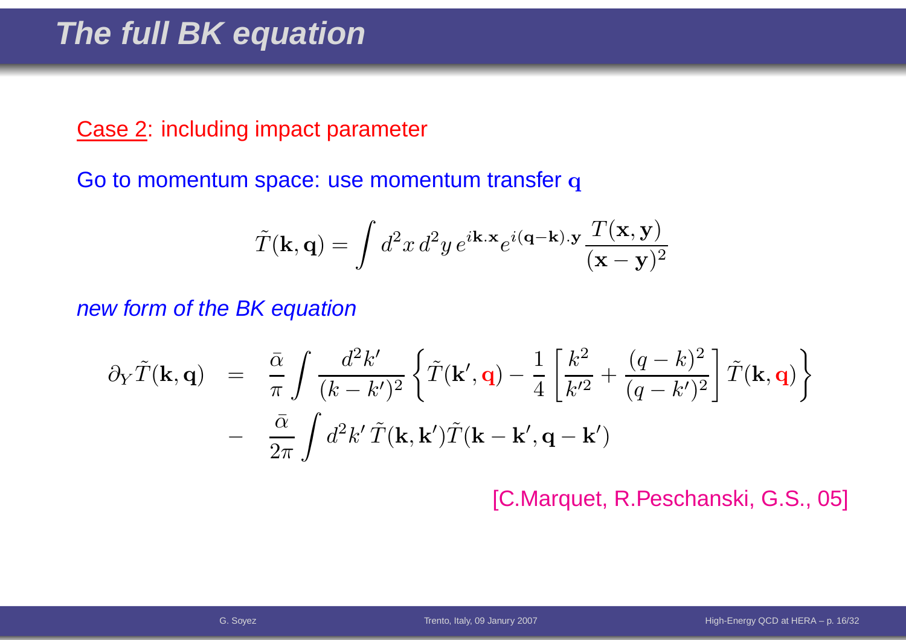# The full BK equation

Case 2: including impact parameter

Go to momentum space: use momentum transfer $\mathbf{q}$

$$\tilde{T}(\mathbf{k},\mathbf{q}) = \int d^2x\, d^2y\, e^{i\mathbf{k}.\mathbf{x}} e^{i(\mathbf{q}-\mathbf{k}).\mathbf{y}} \frac{T(\mathbf{x},\mathbf{y})}{(\mathbf{x}-\mathbf{y})^2}$$

*new form of the BK equation*

$$\begin{aligned}
\partial_Y \tilde{T}(\mathbf{k},\mathbf{q}) &= \frac{\bar{\alpha}}{\pi} \int \frac{d^2k'}{(k-k')^2} \left\{ \tilde{T}(\mathbf{k}',\mathbf{q}) - \frac{1}{4}\left[\frac{k^2}{k'^2} + \frac{(q-k)^2}{(q-k')^2}\right] \tilde{T}(\mathbf{k},\mathbf{q}) \right\} \\
&- \frac{\bar{\alpha}}{2\pi} \int d^2k'\, \tilde{T}(\mathbf{k},\mathbf{k}') \tilde{T}(\mathbf{k}-\mathbf{k}',\mathbf{q}-\mathbf{k}')
\end{aligned}$$

[C.Marquet, R.Peschanski, G.S., 05]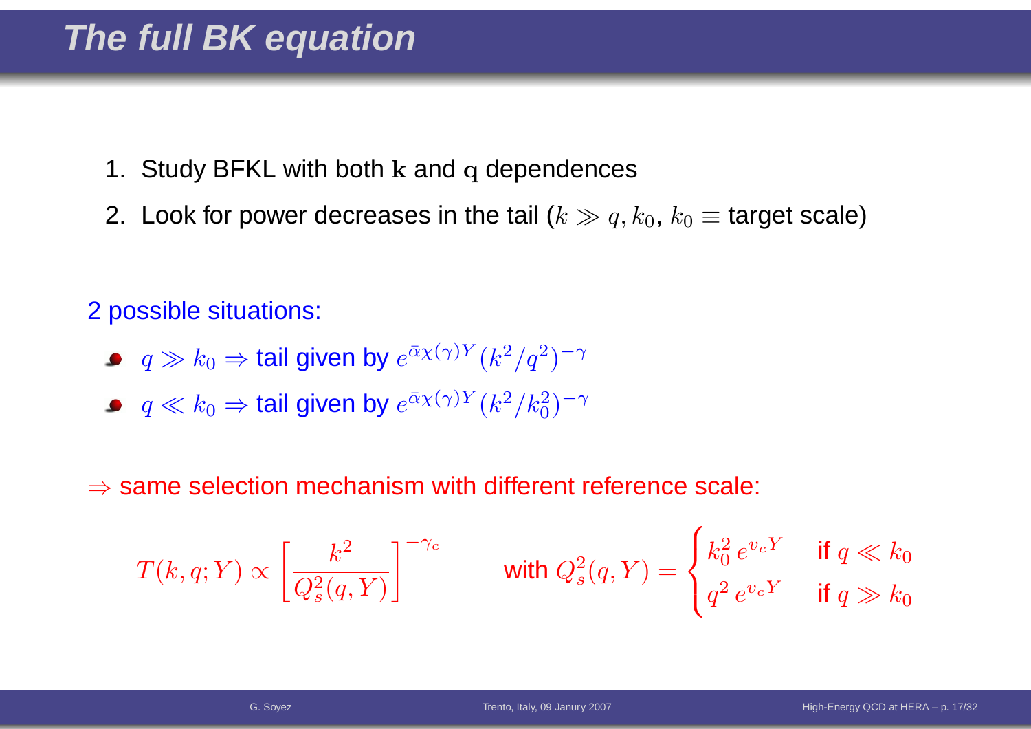# The full BK equation

1. Study BFKL with both $\mathbf{k}$ and $\mathbf{q}$ dependences
2. Look for power decreases in the tail ($k \gg q, k_0$, $k_0 \equiv$ target scale)

2 possible situations:

- $q \gg k_0 \Rightarrow$ tail given by $e^{\bar{\alpha}\chi(\gamma)Y}(k^2/q^2)^{-\gamma}$
- $q \ll k_0 \Rightarrow$ tail given by $e^{\bar{\alpha}\chi(\gamma)Y}(k^2/k_0^2)^{-\gamma}$

$\Rightarrow$ same selection mechanism with different reference scale:

$$T(k, q; Y) \propto \left[\frac{k^2}{Q_s^2(q, Y)}\right]^{-\gamma_c} \qquad \text{with } Q_s^2(q, Y) = \begin{cases} k_0^2\, e^{v_c Y} & \text{if } q \ll k_0 \\ q^2\, e^{v_c Y} & \text{if } q \gg k_0 \end{cases}$$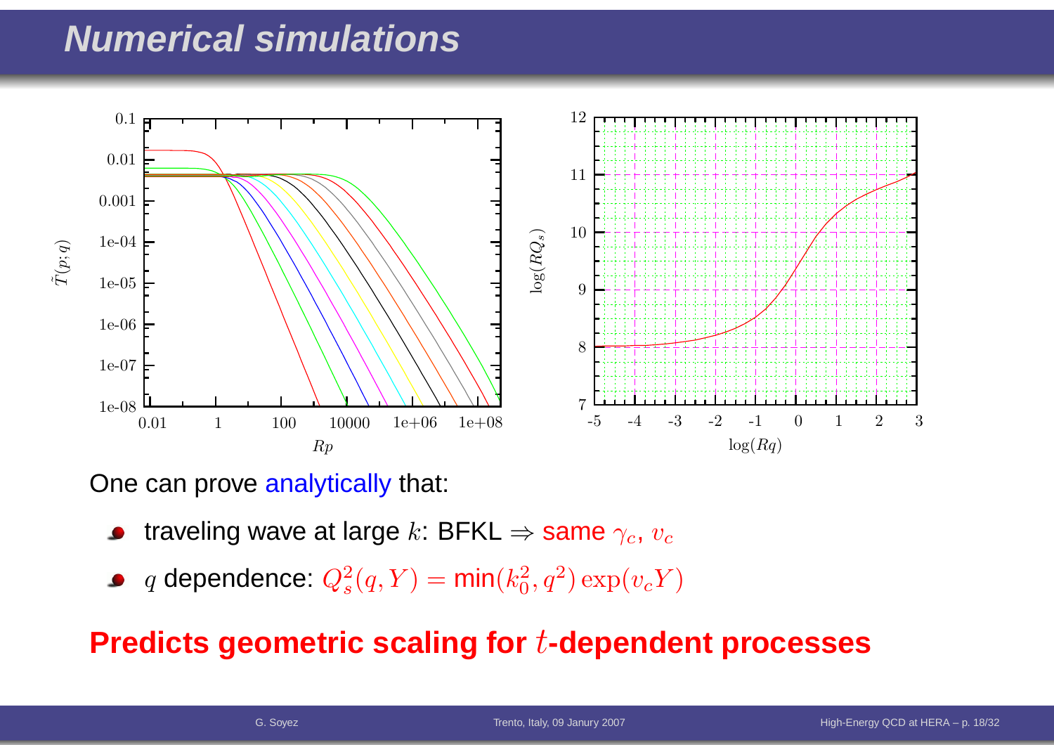# Numerical simulations

One can prove analytically that:

- traveling wave at large $k$: BFKL $\Rightarrow$ same $\gamma_c$, $v_c$
- $q$ dependence: $Q_s^2(q, Y) = \min(k_0^2, q^2)\exp(v_c Y)$

**Predicts geometric scaling for $t$-dependent processes**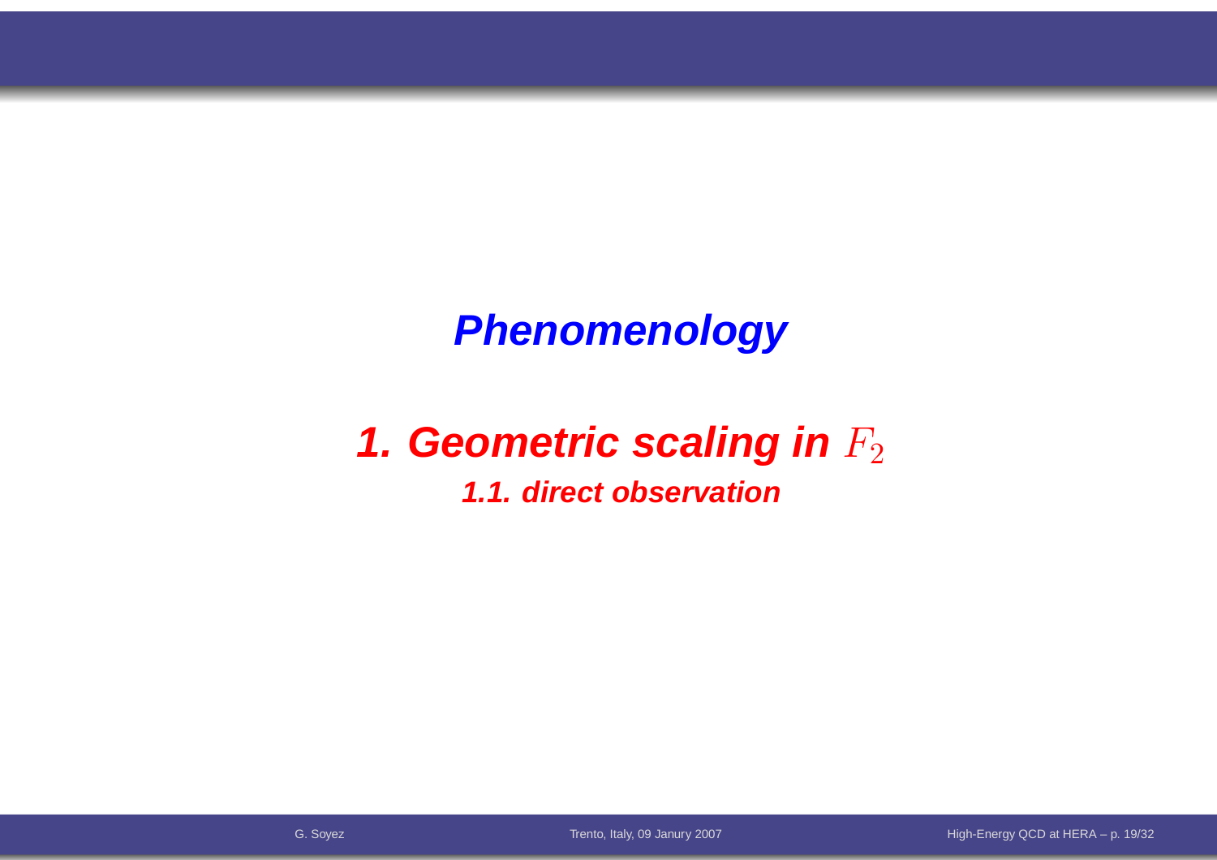# Phenomenology

## 1. Geometric scaling in $F_2$

### 1.1. direct observation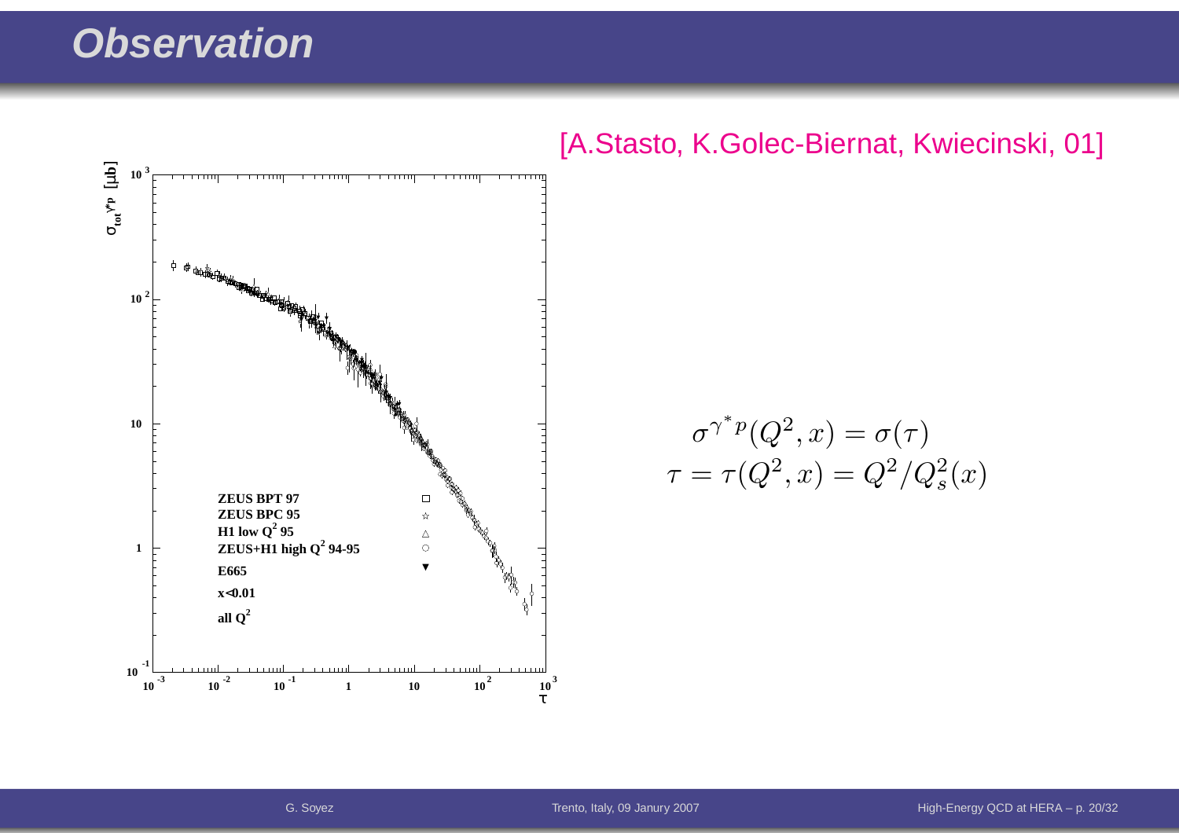# Observation

[A.Stasto, K.Golec-Biernat, Kwiecinski, 01]

$$\sigma^{\gamma^* p}(Q^2, x) = \sigma(\tau)$$

$$\tau = \tau(Q^2, x) = Q^2/Q_s^2(x)$$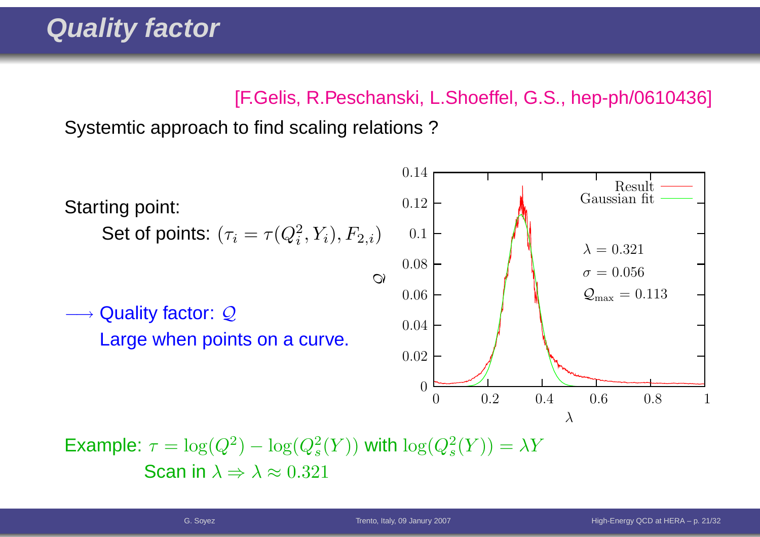# Quality factor

[F.Gelis, R.Peschanski, L.Shoeffel, G.S., hep-ph/0610436]

Systemtic approach to find scaling relations ?

Starting point:

Set of points: $(\tau_i = \tau(Q_i^2, Y_i), F_{2,i})$

$\longrightarrow$ Quality factor: $\mathcal{Q}$

Large when points on a curve.

Result

Gaussian fit

$\lambda = 0.321$

$\sigma = 0.056$

$\mathcal{Q}_{\max} = 0.113$

Example: $\tau = \log(Q^2) - \log(Q_s^2(Y))$ with $\log(Q_s^2(Y)) = \lambda Y$

Scan in $\lambda \Rightarrow \lambda \approx 0.321$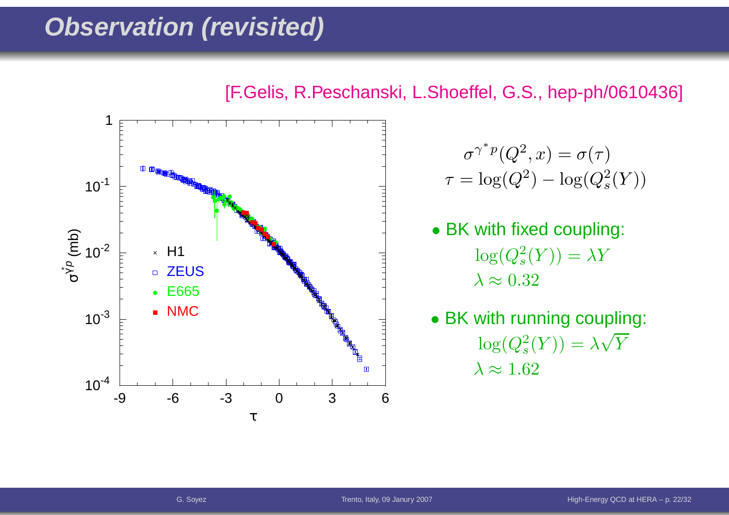# Observation (revisited)

[F.Gelis, R.Peschanski, L.Shoeffel, G.S., hep-ph/0610436]

$$\sigma^{\gamma^* p}(Q^2, x) = \sigma(\tau)$$
$$\tau = \log(Q^2) - \log(Q_s^2(Y))$$

- BK with fixed coupling:
  $\log(Q_s^2(Y)) = \lambda Y$
  $\lambda \approx 0.32$
- BK with running coupling:
  $\log(Q_s^2(Y)) = \lambda \sqrt{Y}$
  $\lambda \approx 1.62$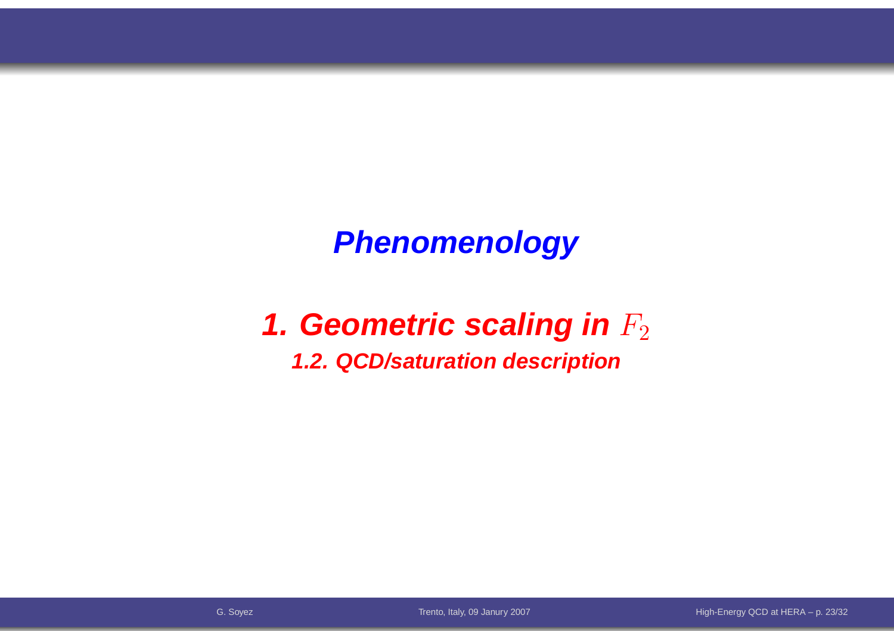# *Phenomenology*

## *1. Geometric scaling in $F_2$*

### *1.2. QCD/saturation description*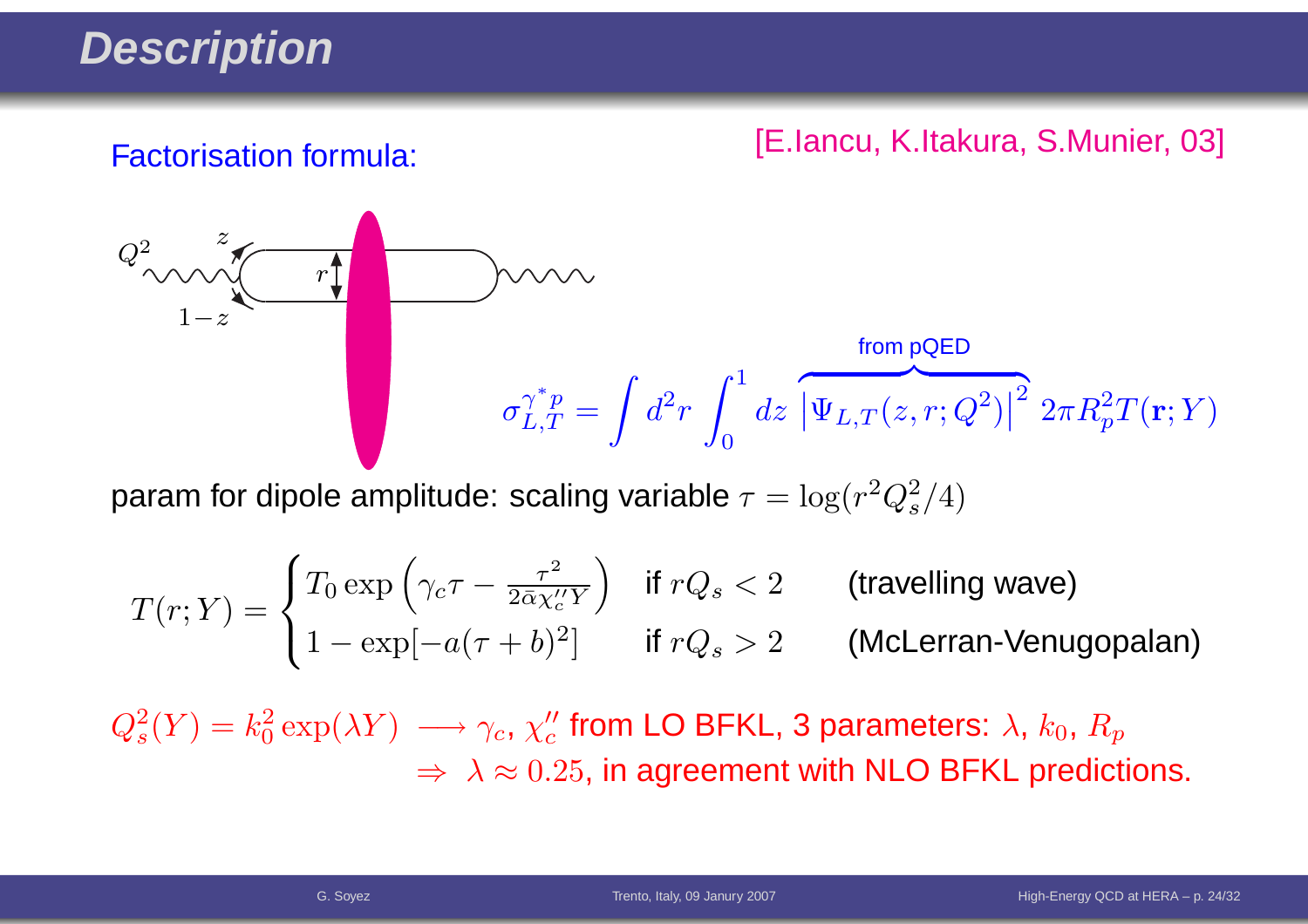# Description

Factorisation formula: [E.Iancu, K.Itakura, S.Munier, 03]

$$\sigma^{\gamma^* p}_{L,T} = \int d^2r \int_0^1 dz \, \overbrace{\left|\Psi_{L,T}(z, r; Q^2)\right|^2}^{\text{from pQED}} \, 2\pi R_p^2 T(\mathbf{r}; Y)$$

param for dipole amplitude: scaling variable $\tau = \log(r^2 Q_s^2/4)$

$$T(r;Y) = \begin{cases} T_0 \exp\left(\gamma_c \tau - \frac{\tau^2}{2\bar{\alpha}\chi_c'' Y}\right) & \text{if } rQ_s < 2 \quad \text{(travelling wave)} \\ 1 - \exp[-a(\tau + b)^2] & \text{if } rQ_s > 2 \quad \text{(McLerran-Venugopalan)} \end{cases}$$

$Q_s^2(Y) = k_0^2 \exp(\lambda Y) \longrightarrow \gamma_c$, $\chi_c''$ from LO BFKL, 3 parameters: $\lambda$, $k_0$, $R_p$

$\Rightarrow \lambda \approx 0.25$, in agreement with NLO BFKL predictions.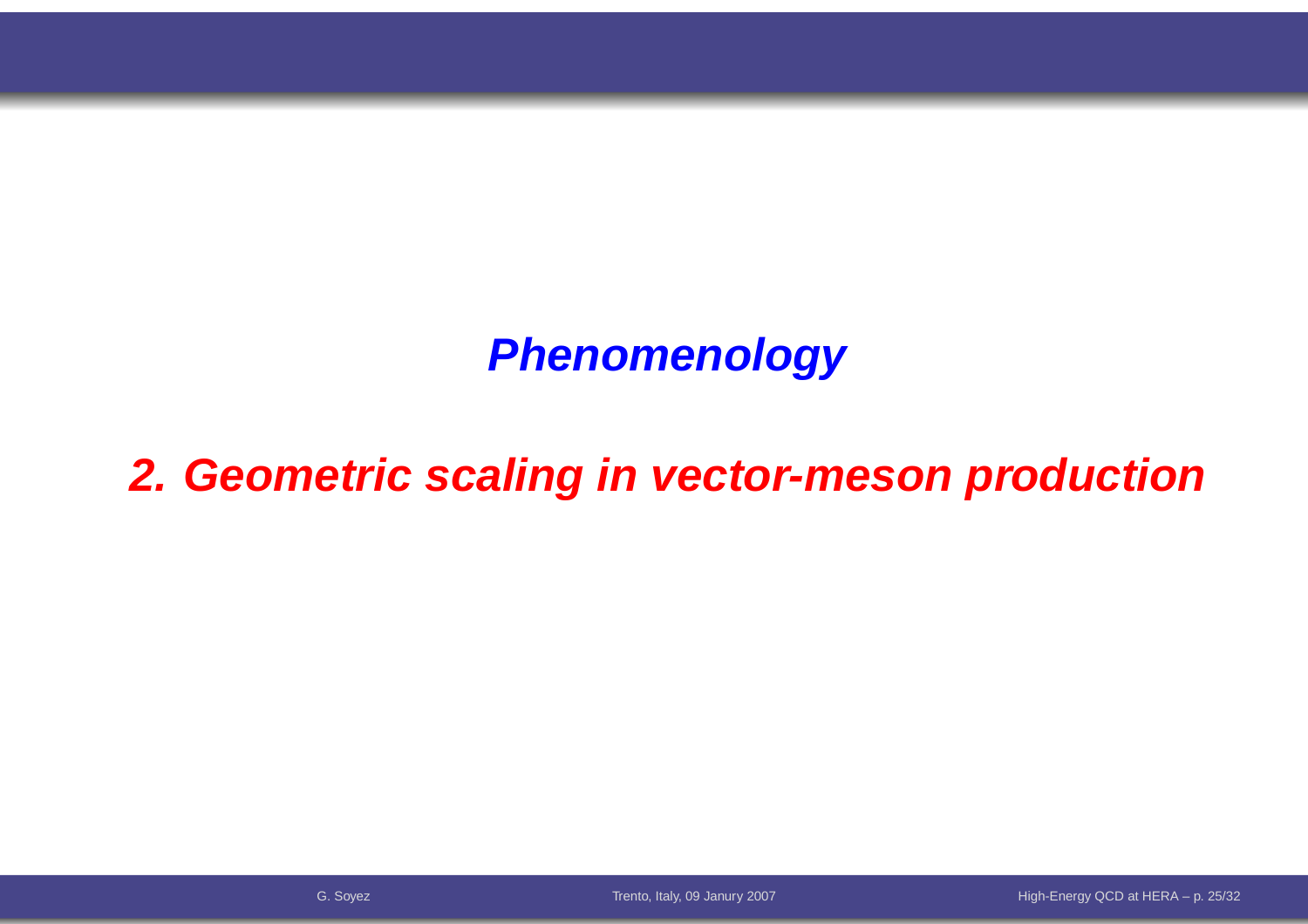## *Phenomenology*

## *2. Geometric scaling in vector-meson production*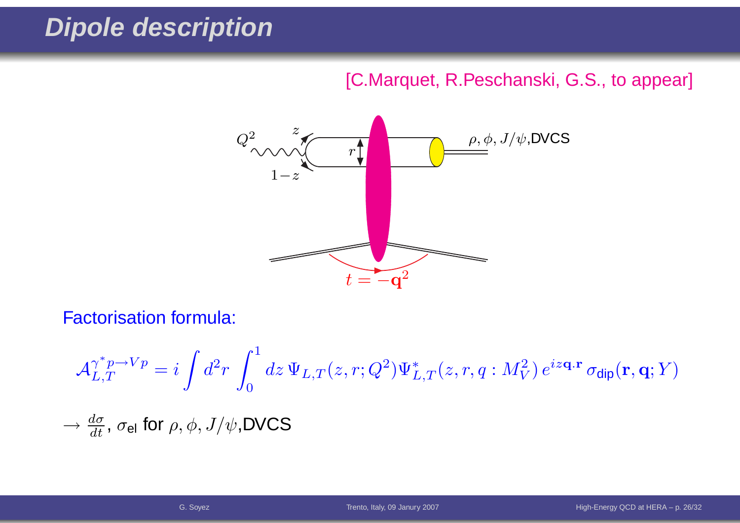# Dipole description

[C.Marquet, R.Peschanski, G.S., to appear]

Factorisation formula:

$$\mathcal{A}_{L,T}^{\gamma^* p \to V p} = i \int d^2r \int_0^1 dz \, \Psi_{L,T}(z, r; Q^2) \Psi^*_{L,T}(z, r, q : M_V^2) \, e^{iz\mathbf{q}\cdot\mathbf{r}} \, \sigma_{\text{dip}}(\mathbf{r}, \mathbf{q}; Y)$$

$\rightarrow \frac{d\sigma}{dt}$, $\sigma_{\text{el}}$ for $\rho, \phi, J/\psi$, DVCS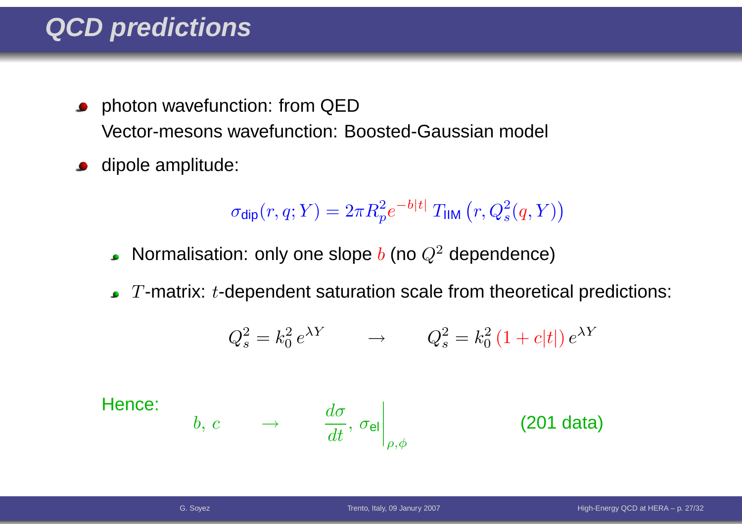# QCD predictions

- photon wavefunction: from QED
  Vector-mesons wavefunction: Boosted-Gaussian model
- dipole amplitude:

$$\sigma_{\text{dip}}(r, q; Y) = 2\pi R_p^2 e^{-b|t|}\, T_{\text{IIM}}\left(r, Q_s^2(q, Y)\right)$$

  - Normalisation: only one slope $b$ (no $Q^2$ dependence)
  - $T$-matrix: $t$-dependent saturation scale from theoretical predictions:

$$Q_s^2 = k_0^2\, e^{\lambda Y} \qquad \rightarrow \qquad Q_s^2 = k_0^2\,(1 + c|t|)\, e^{\lambda Y}$$

Hence:

$$b,\, c \qquad \rightarrow \qquad \frac{d\sigma}{dt},\, \sigma_{\text{el}}\Bigg|_{\rho,\phi} \qquad \text{(201 data)}$$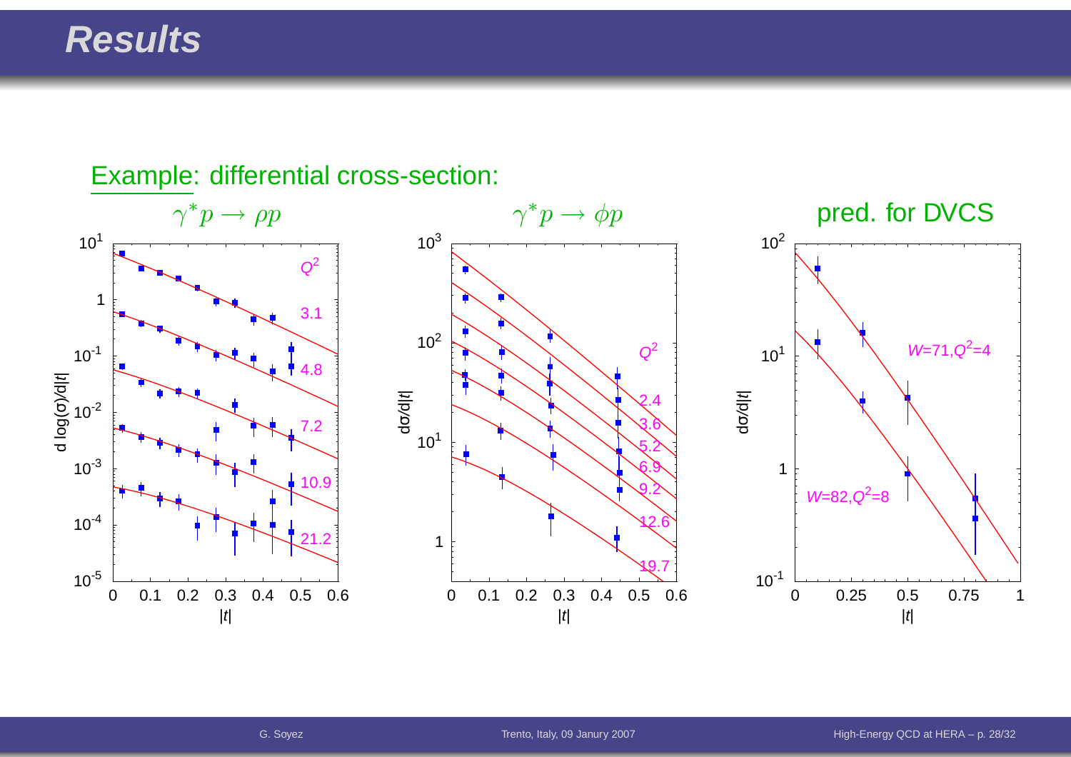# Results

Example: differential cross-section:

$\gamma^* p \to \rho p$

$\gamma^* p \to \phi p$

pred. for DVCS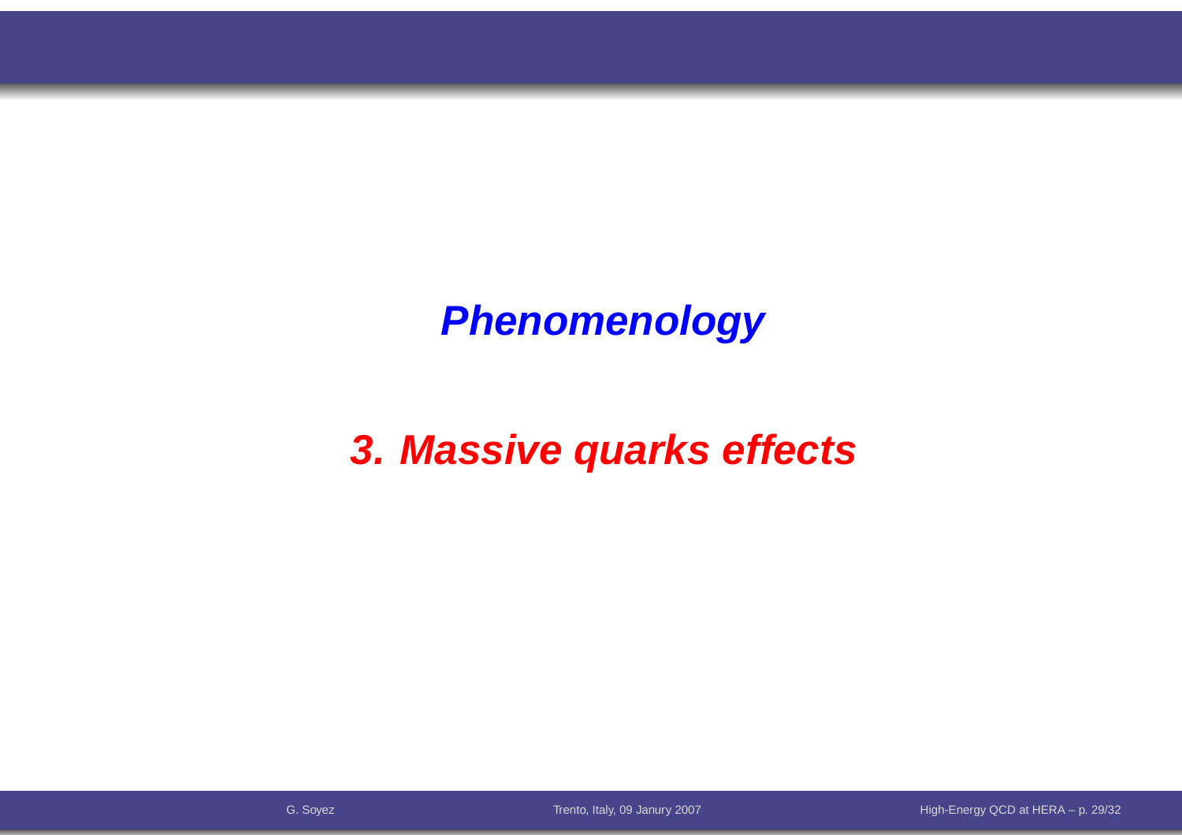# Phenomenology

## 3. Massive quarks effects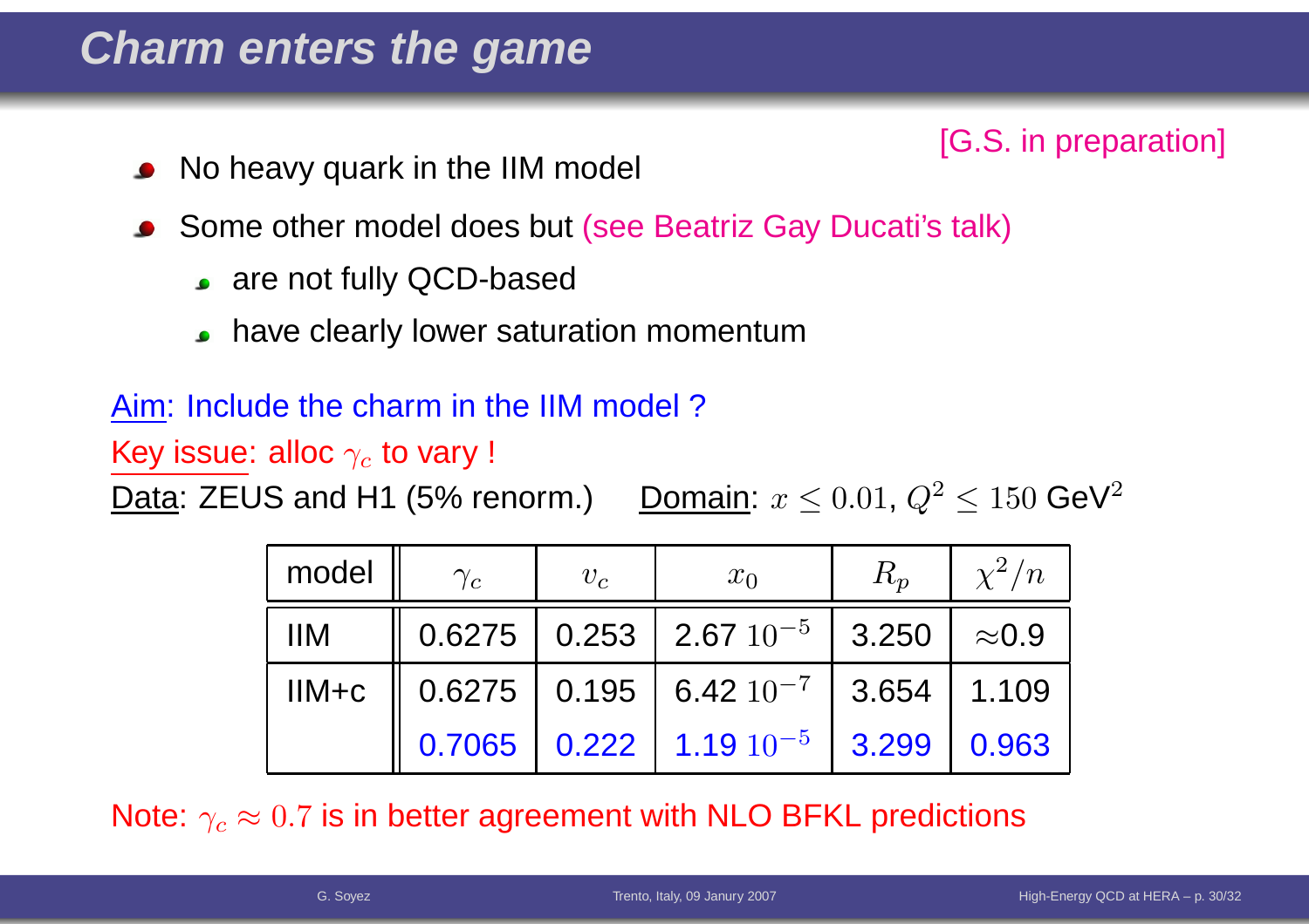# Charm enters the game

[G.S. in preparation]

- No heavy quark in the IIM model
- Some other model does but (see Beatriz Gay Ducati's talk)
  - are not fully QCD-based
  - have clearly lower saturation momentum

Aim: Include the charm in the IIM model ?

Key issue: alloc $\gamma_c$ to vary !

Data: ZEUS and H1 (5% renorm.)     Domain: $x \leq 0.01$, $Q^2 \leq 150$ GeV$^2$

| model | $\gamma_c$ | $v_c$ | $x_0$ | $R_p$ | $\chi^2/n$ |
|---|---|---|---|---|---|
| IIM | 0.6275 | 0.253 | 2.67 $10^{-5}$ | 3.250 | ≈0.9 |
| IIM+c | 0.6275 | 0.195 | 6.42 $10^{-7}$ | 3.654 | 1.109 |
| | 0.7065 | 0.222 | 1.19 $10^{-5}$ | 3.299 | 0.963 |

Note: $\gamma_c \approx 0.7$ is in better agreement with NLO BFKL predictions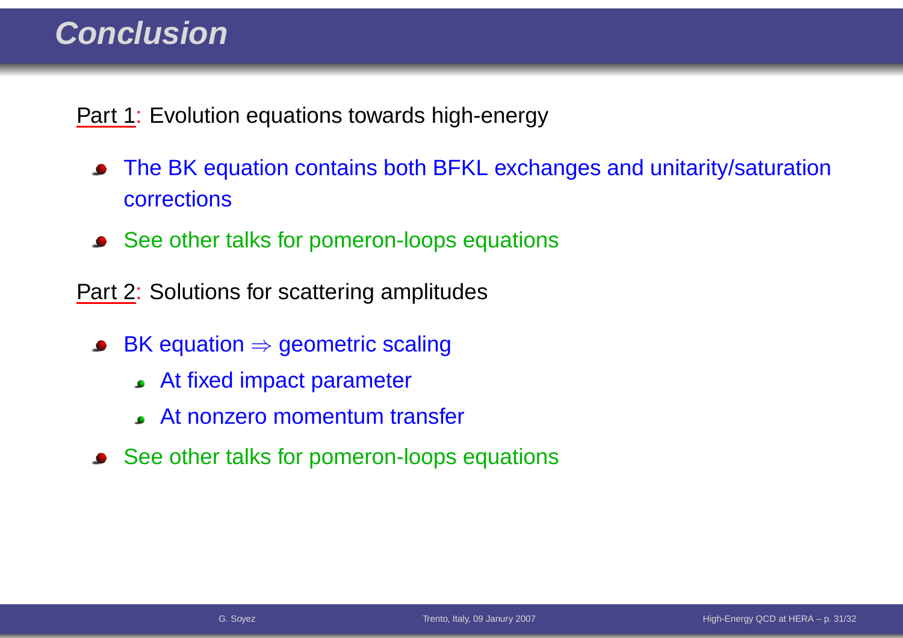# Conclusion

Part 1: Evolution equations towards high-energy

- The BK equation contains both BFKL exchanges and unitarity/saturation corrections
- See other talks for pomeron-loops equations

Part 2: Solutions for scattering amplitudes

- BK equation $\Rightarrow$ geometric scaling
  - At fixed impact parameter
  - At nonzero momentum transfer
- See other talks for pomeron-loops equations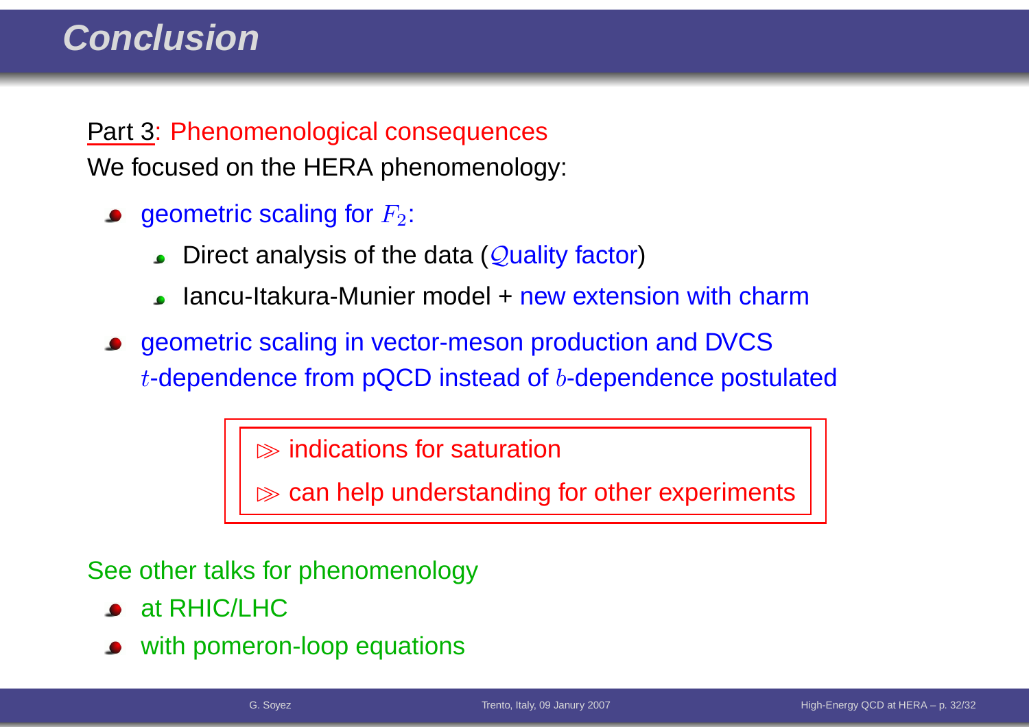# Conclusion

Part 3: Phenomenological consequences

We focused on the HERA phenomenology:

- geometric scaling for $F_2$:
  - Direct analysis of the data ($\mathcal{Q}$uality factor)
  - Iancu-Itakura-Munier model + new extension with charm
- geometric scaling in vector-meson production and DVCS
  $t$-dependence from pQCD instead of $b$-dependence postulated

> $\gg$ indications for saturation
>
> $\gg$ can help understanding for other experiments

See other talks for phenomenology

- at RHIC/LHC
- with pomeron-loop equations